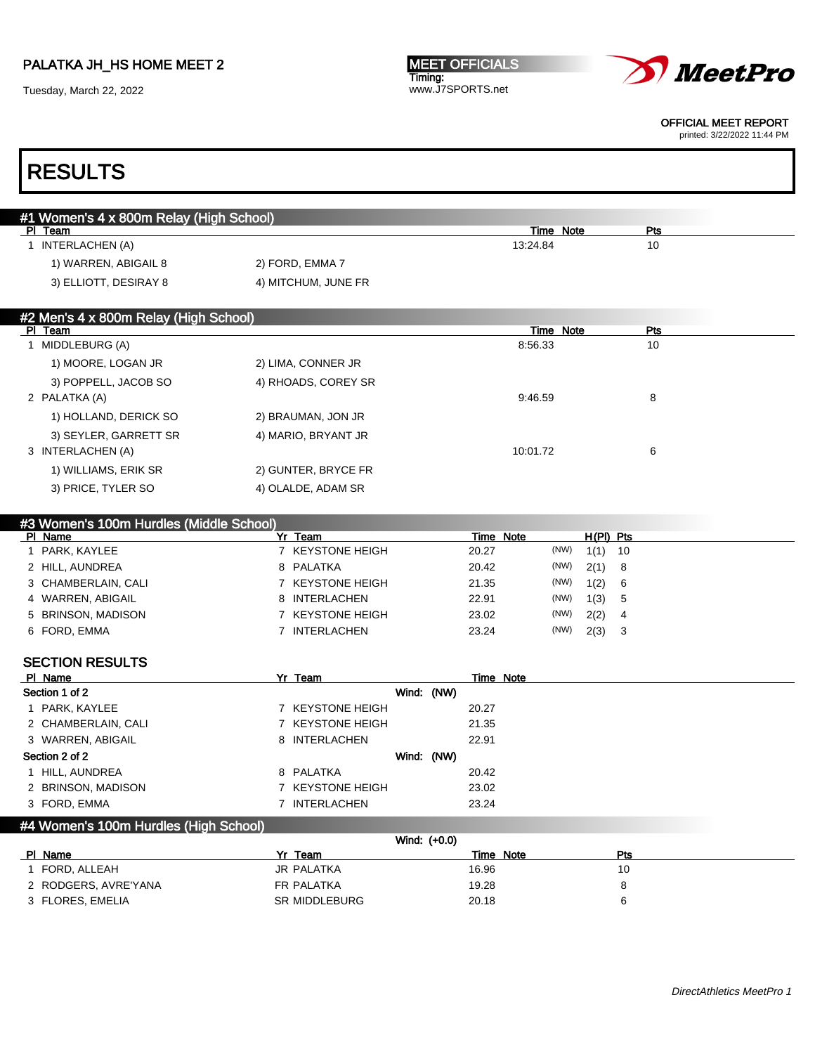PALATKA JH_HS HOME MEET 2

Tuesday, March 22, 2022

MEET OFFICIALS
Timing:
www.J7SPORTS.net

OFFICIAL MEET REPORT
printed: 3/22/2022 11:44 PM

# RESULTS

## #1 Women's 4 x 800m Relay (High School)

| Pl | Team | Time | Note | Pts |
|---|---|---|---|---|
| 1 | INTERLACHEN (A) | 13:24.84 | | 10 |
| | 1) WARREN, ABIGAIL 8 &nbsp; 2) FORD, EMMA 7 | | | |
| | 3) ELLIOTT, DESIRAY 8 &nbsp; 4) MITCHUM, JUNE FR | | | |

## #2 Men's 4 x 800m Relay (High School)

| Pl | Team | Time | Note | Pts |
|---|---|---|---|---|
| 1 | MIDDLEBURG (A) | 8:56.33 | | 10 |
| | 1) MOORE, LOGAN JR &nbsp; 2) LIMA, CONNER JR | | | |
| | 3) POPPELL, JACOB SO &nbsp; 4) RHOADS, COREY SR | | | |
| 2 | PALATKA (A) | 9:46.59 | | 8 |
| | 1) HOLLAND, DERICK SO &nbsp; 2) BRAUMAN, JON JR | | | |
| | 3) SEYLER, GARRETT SR &nbsp; 4) MARIO, BRYANT JR | | | |
| 3 | INTERLACHEN (A) | 10:01.72 | | 6 |
| | 1) WILLIAMS, ERIK SR &nbsp; 2) GUNTER, BRYCE FR | | | |
| | 3) PRICE, TYLER SO &nbsp; 4) OLALDE, ADAM SR | | | |

## #3 Women's 100m Hurdles (Middle School)

| Pl | Name | Yr | Team | Time | Note | | H(Pl) | Pts |
|---|---|---|---|---|---|---|---|---|
| 1 | PARK, KAYLEE | 7 | KEYSTONE HEIGH | 20.27 | | (NW) | 1(1) | 10 |
| 2 | HILL, AUNDREA | 8 | PALATKA | 20.42 | | (NW) | 2(1) | 8 |
| 3 | CHAMBERLAIN, CALI | 7 | KEYSTONE HEIGH | 21.35 | | (NW) | 1(2) | 6 |
| 4 | WARREN, ABIGAIL | 8 | INTERLACHEN | 22.91 | | (NW) | 1(3) | 5 |
| 5 | BRINSON, MADISON | 7 | KEYSTONE HEIGH | 23.02 | | (NW) | 2(2) | 4 |
| 6 | FORD, EMMA | 7 | INTERLACHEN | 23.24 | | (NW) | 2(3) | 3 |

### SECTION RESULTS

| Pl | Name | Yr | Team | Time | Note |
|---|---|---|---|---|---|
| **Section 1 of 2** | | | Wind: (NW) | | |
| 1 | PARK, KAYLEE | 7 | KEYSTONE HEIGH | 20.27 | |
| 2 | CHAMBERLAIN, CALI | 7 | KEYSTONE HEIGH | 21.35 | |
| 3 | WARREN, ABIGAIL | 8 | INTERLACHEN | 22.91 | |
| **Section 2 of 2** | | | Wind: (NW) | | |
| 1 | HILL, AUNDREA | 8 | PALATKA | 20.42 | |
| 2 | BRINSON, MADISON | 7 | KEYSTONE HEIGH | 23.02 | |
| 3 | FORD, EMMA | 7 | INTERLACHEN | 23.24 | |

## #4 Women's 100m Hurdles (High School)

Wind: (+0.0)

| Pl | Name | Yr | Team | Time | Note | Pts |
|---|---|---|---|---|---|---|
| 1 | FORD, ALLEAH | JR | PALATKA | 16.96 | | 10 |
| 2 | RODGERS, AVRE'YANA | FR | PALATKA | 19.28 | | 8 |
| 3 | FLORES, EMELIA | SR | MIDDLEBURG | 20.18 | | 6 |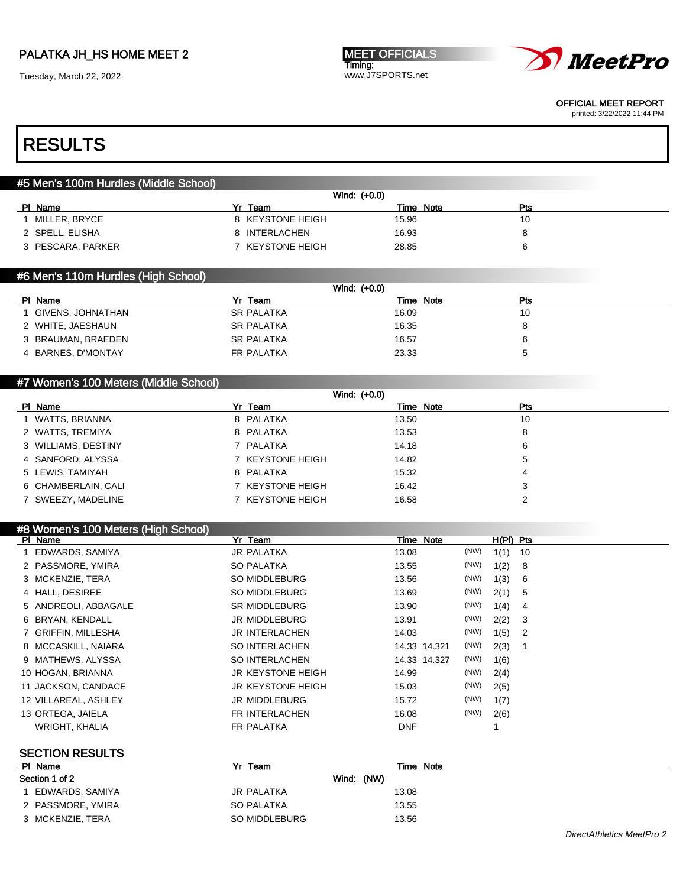# RESULTS

## #5 Men's 100m Hurdles (Middle School)

Wind: (+0.0)

| Pl | Name | Yr | Team | Time | Note | Pts |
|---|---|---|---|---|---|---|
| 1 | MILLER, BRYCE | 8 | KEYSTONE HEIGH | 15.96 | | 10 |
| 2 | SPELL, ELISHA | 8 | INTERLACHEN | 16.93 | | 8 |
| 3 | PESCARA, PARKER | 7 | KEYSTONE HEIGH | 28.85 | | 6 |

## #6 Men's 110m Hurdles (High School)

Wind: (+0.0)

| Pl | Name | Yr | Team | Time | Note | Pts |
|---|---|---|---|---|---|---|
| 1 | GIVENS, JOHNATHAN | SR | PALATKA | 16.09 | | 10 |
| 2 | WHITE, JAESHAUN | SR | PALATKA | 16.35 | | 8 |
| 3 | BRAUMAN, BRAEDEN | SR | PALATKA | 16.57 | | 6 |
| 4 | BARNES, D'MONTAY | FR | PALATKA | 23.33 | | 5 |

## #7 Women's 100 Meters (Middle School)

Wind: (+0.0)

| Pl | Name | Yr | Team | Time | Note | Pts |
|---|---|---|---|---|---|---|
| 1 | WATTS, BRIANNA | 8 | PALATKA | 13.50 | | 10 |
| 2 | WATTS, TREMIYA | 8 | PALATKA | 13.53 | | 8 |
| 3 | WILLIAMS, DESTINY | 7 | PALATKA | 14.18 | | 6 |
| 4 | SANFORD, ALYSSA | 7 | KEYSTONE HEIGH | 14.82 | | 5 |
| 5 | LEWIS, TAMIYAH | 8 | PALATKA | 15.32 | | 4 |
| 6 | CHAMBERLAIN, CALI | 7 | KEYSTONE HEIGH | 16.42 | | 3 |
| 7 | SWEEZY, MADELINE | 7 | KEYSTONE HEIGH | 16.58 | | 2 |

## #8 Women's 100 Meters (High School)

| Pl | Name | Yr | Team | Time | Note | Wind | H(Pl) | Pts |
|---|---|---|---|---|---|---|---|---|
| 1 | EDWARDS, SAMIYA | JR | PALATKA | 13.08 | | (NW) | 1(1) | 10 |
| 2 | PASSMORE, YMIRA | SO | PALATKA | 13.55 | | (NW) | 1(2) | 8 |
| 3 | MCKENZIE, TERA | SO | MIDDLEBURG | 13.56 | | (NW) | 1(3) | 6 |
| 4 | HALL, DESIREE | SO | MIDDLEBURG | 13.69 | | (NW) | 2(1) | 5 |
| 5 | ANDREOLI, ABBAGALE | SR | MIDDLEBURG | 13.90 | | (NW) | 1(4) | 4 |
| 6 | BRYAN, KENDALL | JR | MIDDLEBURG | 13.91 | | (NW) | 2(2) | 3 |
| 7 | GRIFFIN, MILLESHA | JR | INTERLACHEN | 14.03 | | (NW) | 1(5) | 2 |
| 8 | MCCASKILL, NAIARA | SO | INTERLACHEN | 14.33 | 14.321 | (NW) | 2(3) | 1 |
| 9 | MATHEWS, ALYSSA | SO | INTERLACHEN | 14.33 | 14.327 | (NW) | 1(6) | |
| 10 | HOGAN, BRIANNA | JR | KEYSTONE HEIGH | 14.99 | | (NW) | 2(4) | |
| 11 | JACKSON, CANDACE | JR | KEYSTONE HEIGH | 15.03 | | (NW) | 2(5) | |
| 12 | VILLAREAL, ASHLEY | JR | MIDDLEBURG | 15.72 | | (NW) | 1(7) | |
| 13 | ORTEGA, JAIELA | FR | INTERLACHEN | 16.08 | | (NW) | 2(6) | |
| | WRIGHT, KHALIA | FR | PALATKA | DNF | | | 1 | |

### SECTION RESULTS

| Pl | Name | Yr | Team | Time | Note |
|---|---|---|---|---|---|
| Section 1 of 2 | | | Wind: (NW) | | |
| 1 | EDWARDS, SAMIYA | JR | PALATKA | 13.08 | |
| 2 | PASSMORE, YMIRA | SO | PALATKA | 13.55 | |
| 3 | MCKENZIE, TERA | SO | MIDDLEBURG | 13.56 | |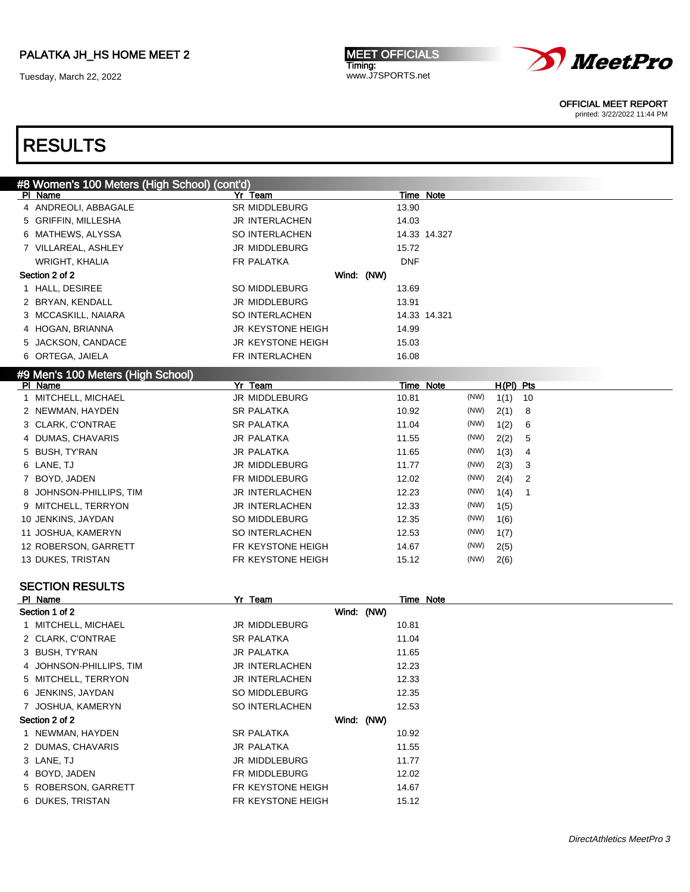## RESULTS

### #8 Women's 100 Meters (High School) (cont'd)

| Pl | Name | Yr | Team | Time | Note |
|---|---|---|---|---|---|
| 4 | ANDREOLI, ABBAGALE | SR | MIDDLEBURG | 13.90 | |
| 5 | GRIFFIN, MILLESHA | JR | INTERLACHEN | 14.03 | |
| 6 | MATHEWS, ALYSSA | SO | INTERLACHEN | 14.33 | 14.327 |
| 7 | VILLAREAL, ASHLEY | JR | MIDDLEBURG | 15.72 | |
| | WRIGHT, KHALIA | FR | PALATKA | DNF | |

**Section 2 of 2** Wind: (NW)

| Pl | Name | Yr | Team | Time | Note |
|---|---|---|---|---|---|
| 1 | HALL, DESIREE | SO | MIDDLEBURG | 13.69 | |
| 2 | BRYAN, KENDALL | JR | MIDDLEBURG | 13.91 | |
| 3 | MCCASKILL, NAIARA | SO | INTERLACHEN | 14.33 | 14.321 |
| 4 | HOGAN, BRIANNA | JR | KEYSTONE HEIGH | 14.99 | |
| 5 | JACKSON, CANDACE | JR | KEYSTONE HEIGH | 15.03 | |
| 6 | ORTEGA, JAIELA | FR | INTERLACHEN | 16.08 | |

### #9 Men's 100 Meters (High School)

| Pl | Name | Yr | Team | Time | Note | | H(Pl) | Pts |
|---|---|---|---|---|---|---|---|---|
| 1 | MITCHELL, MICHAEL | JR | MIDDLEBURG | 10.81 | | (NW) | 1(1) | 10 |
| 2 | NEWMAN, HAYDEN | SR | PALATKA | 10.92 | | (NW) | 2(1) | 8 |
| 3 | CLARK, C'ONTRAE | SR | PALATKA | 11.04 | | (NW) | 1(2) | 6 |
| 4 | DUMAS, CHAVARIS | JR | PALATKA | 11.55 | | (NW) | 2(2) | 5 |
| 5 | BUSH, TY'RAN | JR | PALATKA | 11.65 | | (NW) | 1(3) | 4 |
| 6 | LANE, TJ | JR | MIDDLEBURG | 11.77 | | (NW) | 2(3) | 3 |
| 7 | BOYD, JADEN | FR | MIDDLEBURG | 12.02 | | (NW) | 2(4) | 2 |
| 8 | JOHNSON-PHILLIPS, TIM | JR | INTERLACHEN | 12.23 | | (NW) | 1(4) | 1 |
| 9 | MITCHELL, TERRYON | JR | INTERLACHEN | 12.33 | | (NW) | 1(5) | |
| 10 | JENKINS, JAYDAN | SO | MIDDLEBURG | 12.35 | | (NW) | 1(6) | |
| 11 | JOSHUA, KAMERYN | SO | INTERLACHEN | 12.53 | | (NW) | 1(7) | |
| 12 | ROBERSON, GARRETT | FR | KEYSTONE HEIGH | 14.67 | | (NW) | 2(5) | |
| 13 | DUKES, TRISTAN | FR | KEYSTONE HEIGH | 15.12 | | (NW) | 2(6) | |

### SECTION RESULTS

**Section 1 of 2** Wind: (NW)

| Pl | Name | Yr | Team | Time | Note |
|---|---|---|---|---|---|
| 1 | MITCHELL, MICHAEL | JR | MIDDLEBURG | 10.81 | |
| 2 | CLARK, C'ONTRAE | SR | PALATKA | 11.04 | |
| 3 | BUSH, TY'RAN | JR | PALATKA | 11.65 | |
| 4 | JOHNSON-PHILLIPS, TIM | JR | INTERLACHEN | 12.23 | |
| 5 | MITCHELL, TERRYON | JR | INTERLACHEN | 12.33 | |
| 6 | JENKINS, JAYDAN | SO | MIDDLEBURG | 12.35 | |
| 7 | JOSHUA, KAMERYN | SO | INTERLACHEN | 12.53 | |

**Section 2 of 2** Wind: (NW)

| Pl | Name | Yr | Team | Time | Note |
|---|---|---|---|---|---|
| 1 | NEWMAN, HAYDEN | SR | PALATKA | 10.92 | |
| 2 | DUMAS, CHAVARIS | JR | PALATKA | 11.55 | |
| 3 | LANE, TJ | JR | MIDDLEBURG | 11.77 | |
| 4 | BOYD, JADEN | FR | MIDDLEBURG | 12.02 | |
| 5 | ROBERSON, GARRETT | FR | KEYSTONE HEIGH | 14.67 | |
| 6 | DUKES, TRISTAN | FR | KEYSTONE HEIGH | 15.12 | |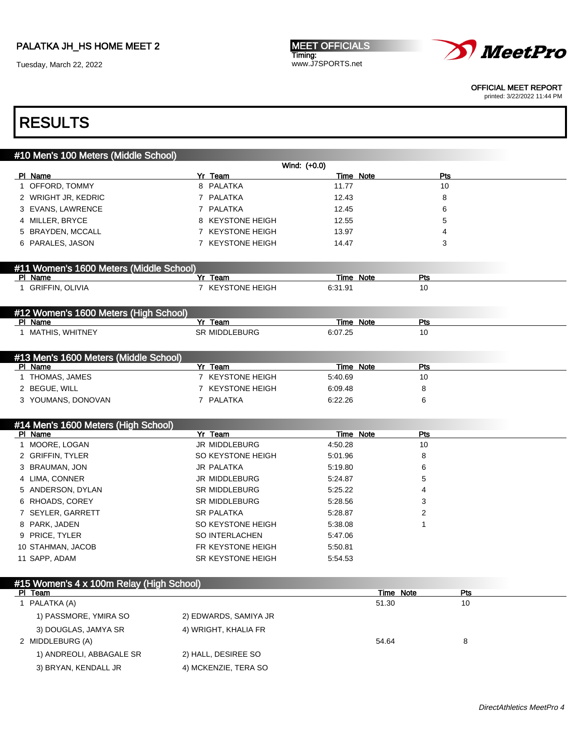# RESULTS

## #10 Men's 100 Meters (Middle School)

Wind: (+0.0)

| Pl | Name | Yr | Team | Time | Note | Pts |
|---|---|---|---|---|---|---|
| 1 | OFFORD, TOMMY | 8 | PALATKA | 11.77 | | 10 |
| 2 | WRIGHT JR, KEDRIC | 7 | PALATKA | 12.43 | | 8 |
| 3 | EVANS, LAWRENCE | 7 | PALATKA | 12.45 | | 6 |
| 4 | MILLER, BRYCE | 8 | KEYSTONE HEIGH | 12.55 | | 5 |
| 5 | BRAYDEN, MCCALL | 7 | KEYSTONE HEIGH | 13.97 | | 4 |
| 6 | PARALES, JASON | 7 | KEYSTONE HEIGH | 14.47 | | 3 |

## #11 Women's 1600 Meters (Middle School)

| Pl | Name | Yr | Team | Time | Note | Pts |
|---|---|---|---|---|---|---|
| 1 | GRIFFIN, OLIVIA | 7 | KEYSTONE HEIGH | 6:31.91 | | 10 |

## #12 Women's 1600 Meters (High School)

| Pl | Name | Yr | Team | Time | Note | Pts |
|---|---|---|---|---|---|---|
| 1 | MATHIS, WHITNEY | SR | MIDDLEBURG | 6:07.25 | | 10 |

## #13 Men's 1600 Meters (Middle School)

| Pl | Name | Yr | Team | Time | Note | Pts |
|---|---|---|---|---|---|---|
| 1 | THOMAS, JAMES | 7 | KEYSTONE HEIGH | 5:40.69 | | 10 |
| 2 | BEGUE, WILL | 7 | KEYSTONE HEIGH | 6:09.48 | | 8 |
| 3 | YOUMANS, DONOVAN | 7 | PALATKA | 6:22.26 | | 6 |

## #14 Men's 1600 Meters (High School)

| Pl | Name | Yr | Team | Time | Note | Pts |
|---|---|---|---|---|---|---|
| 1 | MOORE, LOGAN | JR | MIDDLEBURG | 4:50.28 | | 10 |
| 2 | GRIFFIN, TYLER | SO | KEYSTONE HEIGH | 5:01.96 | | 8 |
| 3 | BRAUMAN, JON | JR | PALATKA | 5:19.80 | | 6 |
| 4 | LIMA, CONNER | JR | MIDDLEBURG | 5:24.87 | | 5 |
| 5 | ANDERSON, DYLAN | SR | MIDDLEBURG | 5:25.22 | | 4 |
| 6 | RHOADS, COREY | SR | MIDDLEBURG | 5:28.56 | | 3 |
| 7 | SEYLER, GARRETT | SR | PALATKA | 5:28.87 | | 2 |
| 8 | PARK, JADEN | SO | KEYSTONE HEIGH | 5:38.08 | | 1 |
| 9 | PRICE, TYLER | SO | INTERLACHEN | 5:47.06 | | |
| 10 | STAHMAN, JACOB | FR | KEYSTONE HEIGH | 5:50.81 | | |
| 11 | SAPP, ADAM | SR | KEYSTONE HEIGH | 5:54.53 | | |

## #15 Women's 4 x 100m Relay (High School)

| Pl | Team | Time | Note | Pts |
|---|---|---|---|---|
| 1 | PALATKA (A) | 51.30 | | 10 |
| | 1) PASSMORE, YMIRA SO; 2) EDWARDS, SAMIYA JR; 3) DOUGLAS, JAMYA SR; 4) WRIGHT, KHALIA FR | | | |
| 2 | MIDDLEBURG (A) | 54.64 | | 8 |
| | 1) ANDREOLI, ABBAGALE SR; 2) HALL, DESIREE SO; 3) BRYAN, KENDALL JR; 4) MCKENZIE, TERA SO | | | |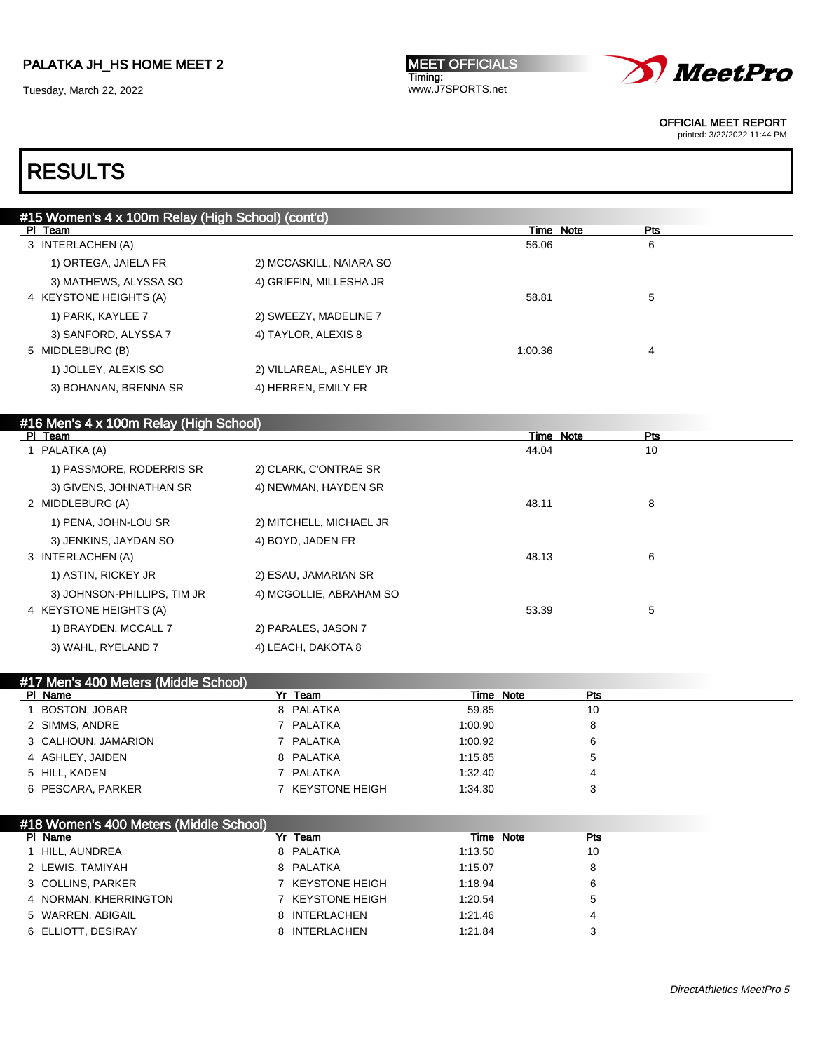# RESULTS

## #15 Women's 4 x 100m Relay (High School) (cont'd)

| Pl | Team | | Time | Note | Pts |
|---|---|---|---|---|---|
| 3 | INTERLACHEN (A) | | 56.06 | | 6 |
| | 1) ORTEGA, JAIELA FR | 2) MCCASKILL, NAIARA SO | | | |
| | 3) MATHEWS, ALYSSA SO | 4) GRIFFIN, MILLESHA JR | | | |
| 4 | KEYSTONE HEIGHTS (A) | | 58.81 | | 5 |
| | 1) PARK, KAYLEE 7 | 2) SWEEZY, MADELINE 7 | | | |
| | 3) SANFORD, ALYSSA 7 | 4) TAYLOR, ALEXIS 8 | | | |
| 5 | MIDDLEBURG (B) | | 1:00.36 | | 4 |
| | 1) JOLLEY, ALEXIS SO | 2) VILLAREAL, ASHLEY JR | | | |
| | 3) BOHANAN, BRENNA SR | 4) HERREN, EMILY FR | | | |

## #16 Men's 4 x 100m Relay (High School)

| Pl | Team | | Time | Note | Pts |
|---|---|---|---|---|---|
| 1 | PALATKA (A) | | 44.04 | | 10 |
| | 1) PASSMORE, RODERRIS SR | 2) CLARK, C'ONTRAE SR | | | |
| | 3) GIVENS, JOHNATHAN SR | 4) NEWMAN, HAYDEN SR | | | |
| 2 | MIDDLEBURG (A) | | 48.11 | | 8 |
| | 1) PENA, JOHN-LOU SR | 2) MITCHELL, MICHAEL JR | | | |
| | 3) JENKINS, JAYDAN SO | 4) BOYD, JADEN FR | | | |
| 3 | INTERLACHEN (A) | | 48.13 | | 6 |
| | 1) ASTIN, RICKEY JR | 2) ESAU, JAMARIAN SR | | | |
| | 3) JOHNSON-PHILLIPS, TIM JR | 4) MCGOLLIE, ABRAHAM SO | | | |
| 4 | KEYSTONE HEIGHTS (A) | | 53.39 | | 5 |
| | 1) BRAYDEN, MCCALL 7 | 2) PARALES, JASON 7 | | | |
| | 3) WAHL, RYELAND 7 | 4) LEACH, DAKOTA 8 | | | |

## #17 Men's 400 Meters (Middle School)

| Pl | Name | Yr | Team | Time | Note | Pts |
|---|---|---|---|---|---|---|
| 1 | BOSTON, JOBAR | 8 | PALATKA | 59.85 | | 10 |
| 2 | SIMMS, ANDRE | 7 | PALATKA | 1:00.90 | | 8 |
| 3 | CALHOUN, JAMARION | 7 | PALATKA | 1:00.92 | | 6 |
| 4 | ASHLEY, JAIDEN | 8 | PALATKA | 1:15.85 | | 5 |
| 5 | HILL, KADEN | 7 | PALATKA | 1:32.40 | | 4 |
| 6 | PESCARA, PARKER | 7 | KEYSTONE HEIGH | 1:34.30 | | 3 |

## #18 Women's 400 Meters (Middle School)

| Pl | Name | Yr | Team | Time | Note | Pts |
|---|---|---|---|---|---|---|
| 1 | HILL, AUNDREA | 8 | PALATKA | 1:13.50 | | 10 |
| 2 | LEWIS, TAMIYAH | 8 | PALATKA | 1:15.07 | | 8 |
| 3 | COLLINS, PARKER | 7 | KEYSTONE HEIGH | 1:18.94 | | 6 |
| 4 | NORMAN, KHERRINGTON | 7 | KEYSTONE HEIGH | 1:20.54 | | 5 |
| 5 | WARREN, ABIGAIL | 8 | INTERLACHEN | 1:21.46 | | 4 |
| 6 | ELLIOTT, DESIRAY | 8 | INTERLACHEN | 1:21.84 | | 3 |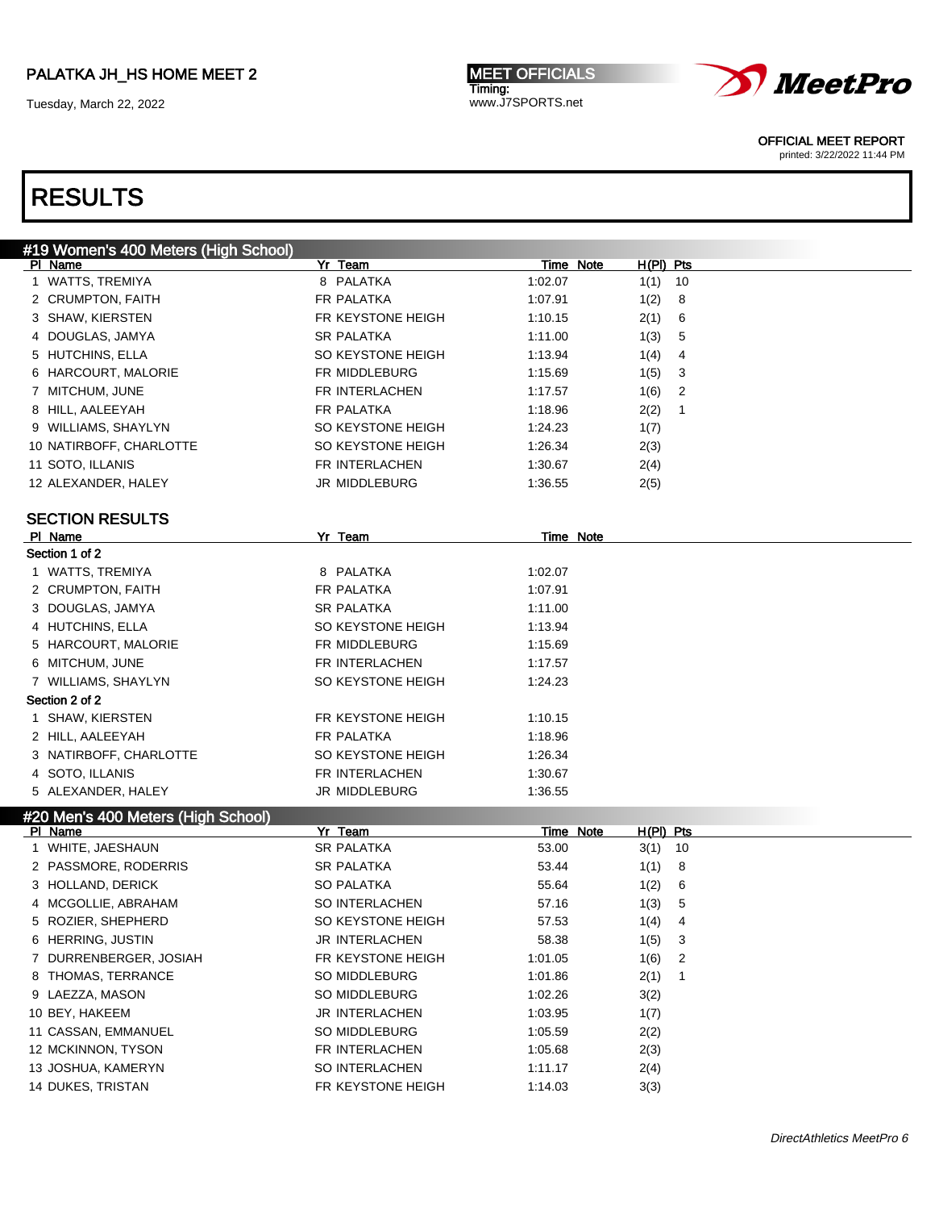# RESULTS

## #19 Women's 400 Meters (High School)

| Pl | Name | Yr | Team | Time | Note | H(Pl) | Pts |
|---|---|---|---|---|---|---|---|
| 1 | WATTS, TREMIYA | 8 | PALATKA | 1:02.07 | | 1(1) | 10 |
| 2 | CRUMPTON, FAITH | FR | PALATKA | 1:07.91 | | 1(2) | 8 |
| 3 | SHAW, KIERSTEN | FR | KEYSTONE HEIGH | 1:10.15 | | 2(1) | 6 |
| 4 | DOUGLAS, JAMYA | SR | PALATKA | 1:11.00 | | 1(3) | 5 |
| 5 | HUTCHINS, ELLA | SO | KEYSTONE HEIGH | 1:13.94 | | 1(4) | 4 |
| 6 | HARCOURT, MALORIE | FR | MIDDLEBURG | 1:15.69 | | 1(5) | 3 |
| 7 | MITCHUM, JUNE | FR | INTERLACHEN | 1:17.57 | | 1(6) | 2 |
| 8 | HILL, AALEEYAH | FR | PALATKA | 1:18.96 | | 2(2) | 1 |
| 9 | WILLIAMS, SHAYLYN | SO | KEYSTONE HEIGH | 1:24.23 | | 1(7) | |
| 10 | NATIRBOFF, CHARLOTTE | SO | KEYSTONE HEIGH | 1:26.34 | | 2(3) | |
| 11 | SOTO, ILLANIS | FR | INTERLACHEN | 1:30.67 | | 2(4) | |
| 12 | ALEXANDER, HALEY | JR | MIDDLEBURG | 1:36.55 | | 2(5) | |

### SECTION RESULTS

| Pl | Name | Yr | Team | Time | Note |
|---|---|---|---|---|---|
| **Section 1 of 2** | | | | | |
| 1 | WATTS, TREMIYA | 8 | PALATKA | 1:02.07 | |
| 2 | CRUMPTON, FAITH | FR | PALATKA | 1:07.91 | |
| 3 | DOUGLAS, JAMYA | SR | PALATKA | 1:11.00 | |
| 4 | HUTCHINS, ELLA | SO | KEYSTONE HEIGH | 1:13.94 | |
| 5 | HARCOURT, MALORIE | FR | MIDDLEBURG | 1:15.69 | |
| 6 | MITCHUM, JUNE | FR | INTERLACHEN | 1:17.57 | |
| 7 | WILLIAMS, SHAYLYN | SO | KEYSTONE HEIGH | 1:24.23 | |
| **Section 2 of 2** | | | | | |
| 1 | SHAW, KIERSTEN | FR | KEYSTONE HEIGH | 1:10.15 | |
| 2 | HILL, AALEEYAH | FR | PALATKA | 1:18.96 | |
| 3 | NATIRBOFF, CHARLOTTE | SO | KEYSTONE HEIGH | 1:26.34 | |
| 4 | SOTO, ILLANIS | FR | INTERLACHEN | 1:30.67 | |
| 5 | ALEXANDER, HALEY | JR | MIDDLEBURG | 1:36.55 | |

## #20 Men's 400 Meters (High School)

| Pl | Name | Yr | Team | Time | Note | H(Pl) | Pts |
|---|---|---|---|---|---|---|---|
| 1 | WHITE, JAESHAUN | SR | PALATKA | 53.00 | | 3(1) | 10 |
| 2 | PASSMORE, RODERRIS | SR | PALATKA | 53.44 | | 1(1) | 8 |
| 3 | HOLLAND, DERICK | SO | PALATKA | 55.64 | | 1(2) | 6 |
| 4 | MCGOLLIE, ABRAHAM | SO | INTERLACHEN | 57.16 | | 1(3) | 5 |
| 5 | ROZIER, SHEPHERD | SO | KEYSTONE HEIGH | 57.53 | | 1(4) | 4 |
| 6 | HERRING, JUSTIN | JR | INTERLACHEN | 58.38 | | 1(5) | 3 |
| 7 | DURRENBERGER, JOSIAH | FR | KEYSTONE HEIGH | 1:01.05 | | 1(6) | 2 |
| 8 | THOMAS, TERRANCE | SO | MIDDLEBURG | 1:01.86 | | 2(1) | 1 |
| 9 | LAEZZA, MASON | SO | MIDDLEBURG | 1:02.26 | | 3(2) | |
| 10 | BEY, HAKEEM | JR | INTERLACHEN | 1:03.95 | | 1(7) | |
| 11 | CASSAN, EMMANUEL | SO | MIDDLEBURG | 1:05.59 | | 2(2) | |
| 12 | MCKINNON, TYSON | FR | INTERLACHEN | 1:05.68 | | 2(3) | |
| 13 | JOSHUA, KAMERYN | SO | INTERLACHEN | 1:11.17 | | 2(4) | |
| 14 | DUKES, TRISTAN | FR | KEYSTONE HEIGH | 1:14.03 | | 3(3) | |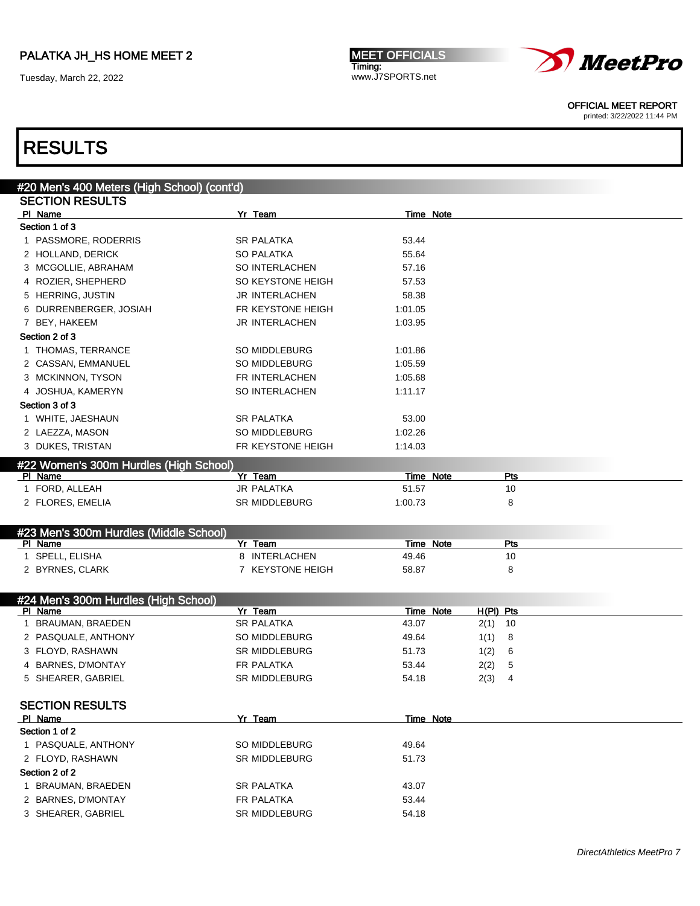# RESULTS

## #20 Men's 400 Meters (High School) (cont'd)

### SECTION RESULTS

| Pl | Name | Yr | Team | Time | Note |
|---|---|---|---|---|---|
| **Section 1 of 3** | | | | | |
| 1 | PASSMORE, RODERRIS | SR | PALATKA | 53.44 | |
| 2 | HOLLAND, DERICK | SO | PALATKA | 55.64 | |
| 3 | MCGOLLIE, ABRAHAM | SO | INTERLACHEN | 57.16 | |
| 4 | ROZIER, SHEPHERD | SO | KEYSTONE HEIGH | 57.53 | |
| 5 | HERRING, JUSTIN | JR | INTERLACHEN | 58.38 | |
| 6 | DURRENBERGER, JOSIAH | FR | KEYSTONE HEIGH | 1:01.05 | |
| 7 | BEY, HAKEEM | JR | INTERLACHEN | 1:03.95 | |
| **Section 2 of 3** | | | | | |
| 1 | THOMAS, TERRANCE | SO | MIDDLEBURG | 1:01.86 | |
| 2 | CASSAN, EMMANUEL | SO | MIDDLEBURG | 1:05.59 | |
| 3 | MCKINNON, TYSON | FR | INTERLACHEN | 1:05.68 | |
| 4 | JOSHUA, KAMERYN | SO | INTERLACHEN | 1:11.17 | |
| **Section 3 of 3** | | | | | |
| 1 | WHITE, JAESHAUN | SR | PALATKA | 53.00 | |
| 2 | LAEZZA, MASON | SO | MIDDLEBURG | 1:02.26 | |
| 3 | DUKES, TRISTAN | FR | KEYSTONE HEIGH | 1:14.03 | |

## #22 Women's 300m Hurdles (High School)

| Pl | Name | Yr | Team | Time | Note | Pts |
|---|---|---|---|---|---|---|
| 1 | FORD, ALLEAH | JR | PALATKA | 51.57 | | 10 |
| 2 | FLORES, EMELIA | SR | MIDDLEBURG | 1:00.73 | | 8 |

## #23 Men's 300m Hurdles (Middle School)

| Pl | Name | Yr | Team | Time | Note | Pts |
|---|---|---|---|---|---|---|
| 1 | SPELL, ELISHA | 8 | INTERLACHEN | 49.46 | | 10 |
| 2 | BYRNES, CLARK | 7 | KEYSTONE HEIGH | 58.87 | | 8 |

## #24 Men's 300m Hurdles (High School)

| Pl | Name | Yr | Team | Time | Note | H(Pl) | Pts |
|---|---|---|---|---|---|---|---|
| 1 | BRAUMAN, BRAEDEN | SR | PALATKA | 43.07 | | 2(1) | 10 |
| 2 | PASQUALE, ANTHONY | SO | MIDDLEBURG | 49.64 | | 1(1) | 8 |
| 3 | FLOYD, RASHAWN | SR | MIDDLEBURG | 51.73 | | 1(2) | 6 |
| 4 | BARNES, D'MONTAY | FR | PALATKA | 53.44 | | 2(2) | 5 |
| 5 | SHEARER, GABRIEL | SR | MIDDLEBURG | 54.18 | | 2(3) | 4 |

### SECTION RESULTS

| Pl | Name | Yr | Team | Time | Note |
|---|---|---|---|---|---|
| **Section 1 of 2** | | | | | |
| 1 | PASQUALE, ANTHONY | SO | MIDDLEBURG | 49.64 | |
| 2 | FLOYD, RASHAWN | SR | MIDDLEBURG | 51.73 | |
| **Section 2 of 2** | | | | | |
| 1 | BRAUMAN, BRAEDEN | SR | PALATKA | 43.07 | |
| 2 | BARNES, D'MONTAY | FR | PALATKA | 53.44 | |
| 3 | SHEARER, GABRIEL | SR | MIDDLEBURG | 54.18 | |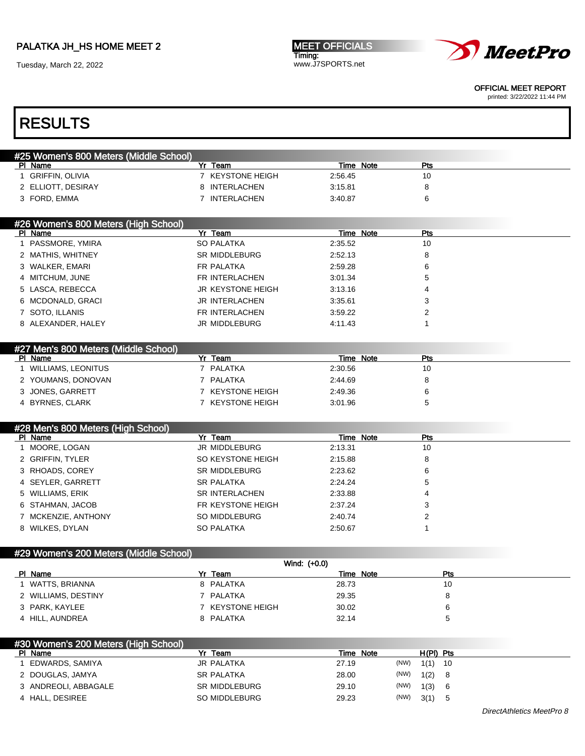## RESULTS

### #25 Women's 800 Meters (Middle School)

| Pl | Name | Yr | Team | Time | Note | Pts |
|---|---|---|---|---|---|---|
| 1 | GRIFFIN, OLIVIA | 7 | KEYSTONE HEIGH | 2:56.45 | | 10 |
| 2 | ELLIOTT, DESIRAY | 8 | INTERLACHEN | 3:15.81 | | 8 |
| 3 | FORD, EMMA | 7 | INTERLACHEN | 3:40.87 | | 6 |

### #26 Women's 800 Meters (High School)

| Pl | Name | Yr | Team | Time | Note | Pts |
|---|---|---|---|---|---|---|
| 1 | PASSMORE, YMIRA | SO | PALATKA | 2:35.52 | | 10 |
| 2 | MATHIS, WHITNEY | SR | MIDDLEBURG | 2:52.13 | | 8 |
| 3 | WALKER, EMARI | FR | PALATKA | 2:59.28 | | 6 |
| 4 | MITCHUM, JUNE | FR | INTERLACHEN | 3:01.34 | | 5 |
| 5 | LASCA, REBECCA | JR | KEYSTONE HEIGH | 3:13.16 | | 4 |
| 6 | MCDONALD, GRACI | JR | INTERLACHEN | 3:35.61 | | 3 |
| 7 | SOTO, ILLANIS | FR | INTERLACHEN | 3:59.22 | | 2 |
| 8 | ALEXANDER, HALEY | JR | MIDDLEBURG | 4:11.43 | | 1 |

### #27 Men's 800 Meters (Middle School)

| Pl | Name | Yr | Team | Time | Note | Pts |
|---|---|---|---|---|---|---|
| 1 | WILLIAMS, LEONITUS | 7 | PALATKA | 2:30.56 | | 10 |
| 2 | YOUMANS, DONOVAN | 7 | PALATKA | 2:44.69 | | 8 |
| 3 | JONES, GARRETT | 7 | KEYSTONE HEIGH | 2:49.36 | | 6 |
| 4 | BYRNES, CLARK | 7 | KEYSTONE HEIGH | 3:01.96 | | 5 |

### #28 Men's 800 Meters (High School)

| Pl | Name | Yr | Team | Time | Note | Pts |
|---|---|---|---|---|---|---|
| 1 | MOORE, LOGAN | JR | MIDDLEBURG | 2:13.31 | | 10 |
| 2 | GRIFFIN, TYLER | SO | KEYSTONE HEIGH | 2:15.88 | | 8 |
| 3 | RHOADS, COREY | SR | MIDDLEBURG | 2:23.62 | | 6 |
| 4 | SEYLER, GARRETT | SR | PALATKA | 2:24.24 | | 5 |
| 5 | WILLIAMS, ERIK | SR | INTERLACHEN | 2:33.88 | | 4 |
| 6 | STAHMAN, JACOB | FR | KEYSTONE HEIGH | 2:37.24 | | 3 |
| 7 | MCKENZIE, ANTHONY | SO | MIDDLEBURG | 2:40.74 | | 2 |
| 8 | WILKES, DYLAN | SO | PALATKA | 2:50.67 | | 1 |

### #29 Women's 200 Meters (Middle School)

Wind: (+0.0)

| Pl | Name | Yr | Team | Time | Note | Pts |
|---|---|---|---|---|---|---|
| 1 | WATTS, BRIANNA | 8 | PALATKA | 28.73 | | 10 |
| 2 | WILLIAMS, DESTINY | 7 | PALATKA | 29.35 | | 8 |
| 3 | PARK, KAYLEE | 7 | KEYSTONE HEIGH | 30.02 | | 6 |
| 4 | HILL, AUNDREA | 8 | PALATKA | 32.14 | | 5 |

### #30 Women's 200 Meters (High School)

| Pl | Name | Yr | Team | Time | Note | | H(Pl) | Pts |
|---|---|---|---|---|---|---|---|---|
| 1 | EDWARDS, SAMIYA | JR | PALATKA | 27.19 | | (NW) | 1(1) | 10 |
| 2 | DOUGLAS, JAMYA | SR | PALATKA | 28.00 | | (NW) | 1(2) | 8 |
| 3 | ANDREOLI, ABBAGALE | SR | MIDDLEBURG | 29.10 | | (NW) | 1(3) | 6 |
| 4 | HALL, DESIREE | SO | MIDDLEBURG | 29.23 | | (NW) | 3(1) | 5 |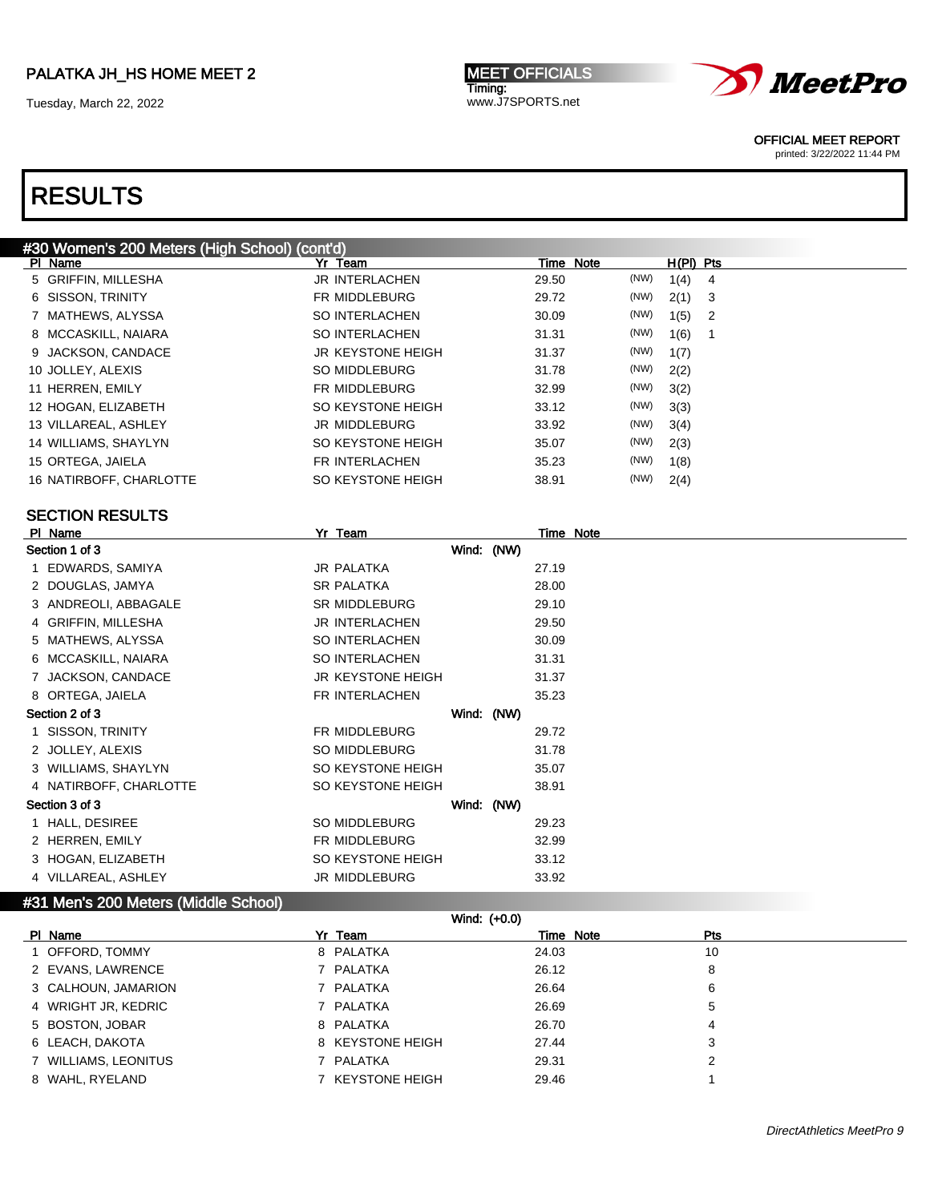# RESULTS

## #30 Women's 200 Meters (High School) (cont'd)

| Pl | Name | Yr | Team | Time | Note | | H(Pl) | Pts |
|---|---|---|---|---|---|---|---|---|
| 5 | GRIFFIN, MILLESHA | JR | INTERLACHEN | 29.50 | | (NW) | 1(4) | 4 |
| 6 | SISSON, TRINITY | FR | MIDDLEBURG | 29.72 | | (NW) | 2(1) | 3 |
| 7 | MATHEWS, ALYSSA | SO | INTERLACHEN | 30.09 | | (NW) | 1(5) | 2 |
| 8 | MCCASKILL, NAIARA | SO | INTERLACHEN | 31.31 | | (NW) | 1(6) | 1 |
| 9 | JACKSON, CANDACE | JR | KEYSTONE HEIGH | 31.37 | | (NW) | 1(7) | |
| 10 | JOLLEY, ALEXIS | SO | MIDDLEBURG | 31.78 | | (NW) | 2(2) | |
| 11 | HERREN, EMILY | FR | MIDDLEBURG | 32.99 | | (NW) | 3(2) | |
| 12 | HOGAN, ELIZABETH | SO | KEYSTONE HEIGH | 33.12 | | (NW) | 3(3) | |
| 13 | VILLAREAL, ASHLEY | JR | MIDDLEBURG | 33.92 | | (NW) | 3(4) | |
| 14 | WILLIAMS, SHAYLYN | SO | KEYSTONE HEIGH | 35.07 | | (NW) | 2(3) | |
| 15 | ORTEGA, JAIELA | FR | INTERLACHEN | 35.23 | | (NW) | 1(8) | |
| 16 | NATIRBOFF, CHARLOTTE | SO | KEYSTONE HEIGH | 38.91 | | (NW) | 2(4) | |

### SECTION RESULTS

| Pl | Name | Yr | Team | Time | Note |
|---|---|---|---|---|---|
| **Section 1 of 3** | | | Wind: (NW) | | |
| 1 | EDWARDS, SAMIYA | JR | PALATKA | 27.19 | |
| 2 | DOUGLAS, JAMYA | SR | PALATKA | 28.00 | |
| 3 | ANDREOLI, ABBAGALE | SR | MIDDLEBURG | 29.10 | |
| 4 | GRIFFIN, MILLESHA | JR | INTERLACHEN | 29.50 | |
| 5 | MATHEWS, ALYSSA | SO | INTERLACHEN | 30.09 | |
| 6 | MCCASKILL, NAIARA | SO | INTERLACHEN | 31.31 | |
| 7 | JACKSON, CANDACE | JR | KEYSTONE HEIGH | 31.37 | |
| 8 | ORTEGA, JAIELA | FR | INTERLACHEN | 35.23 | |
| **Section 2 of 3** | | | Wind: (NW) | | |
| 1 | SISSON, TRINITY | FR | MIDDLEBURG | 29.72 | |
| 2 | JOLLEY, ALEXIS | SO | MIDDLEBURG | 31.78 | |
| 3 | WILLIAMS, SHAYLYN | SO | KEYSTONE HEIGH | 35.07 | |
| 4 | NATIRBOFF, CHARLOTTE | SO | KEYSTONE HEIGH | 38.91 | |
| **Section 3 of 3** | | | Wind: (NW) | | |
| 1 | HALL, DESIREE | SO | MIDDLEBURG | 29.23 | |
| 2 | HERREN, EMILY | FR | MIDDLEBURG | 32.99 | |
| 3 | HOGAN, ELIZABETH | SO | KEYSTONE HEIGH | 33.12 | |
| 4 | VILLAREAL, ASHLEY | JR | MIDDLEBURG | 33.92 | |

## #31 Men's 200 Meters (Middle School)

Wind: (+0.0)

| Pl | Name | Yr | Team | Time | Note | Pts |
|---|---|---|---|---|---|---|
| 1 | OFFORD, TOMMY | 8 | PALATKA | 24.03 | | 10 |
| 2 | EVANS, LAWRENCE | 7 | PALATKA | 26.12 | | 8 |
| 3 | CALHOUN, JAMARION | 7 | PALATKA | 26.64 | | 6 |
| 4 | WRIGHT JR, KEDRIC | 7 | PALATKA | 26.69 | | 5 |
| 5 | BOSTON, JOBAR | 8 | PALATKA | 26.70 | | 4 |
| 6 | LEACH, DAKOTA | 8 | KEYSTONE HEIGH | 27.44 | | 3 |
| 7 | WILLIAMS, LEONITUS | 7 | PALATKA | 29.31 | | 2 |
| 8 | WAHL, RYELAND | 7 | KEYSTONE HEIGH | 29.46 | | 1 |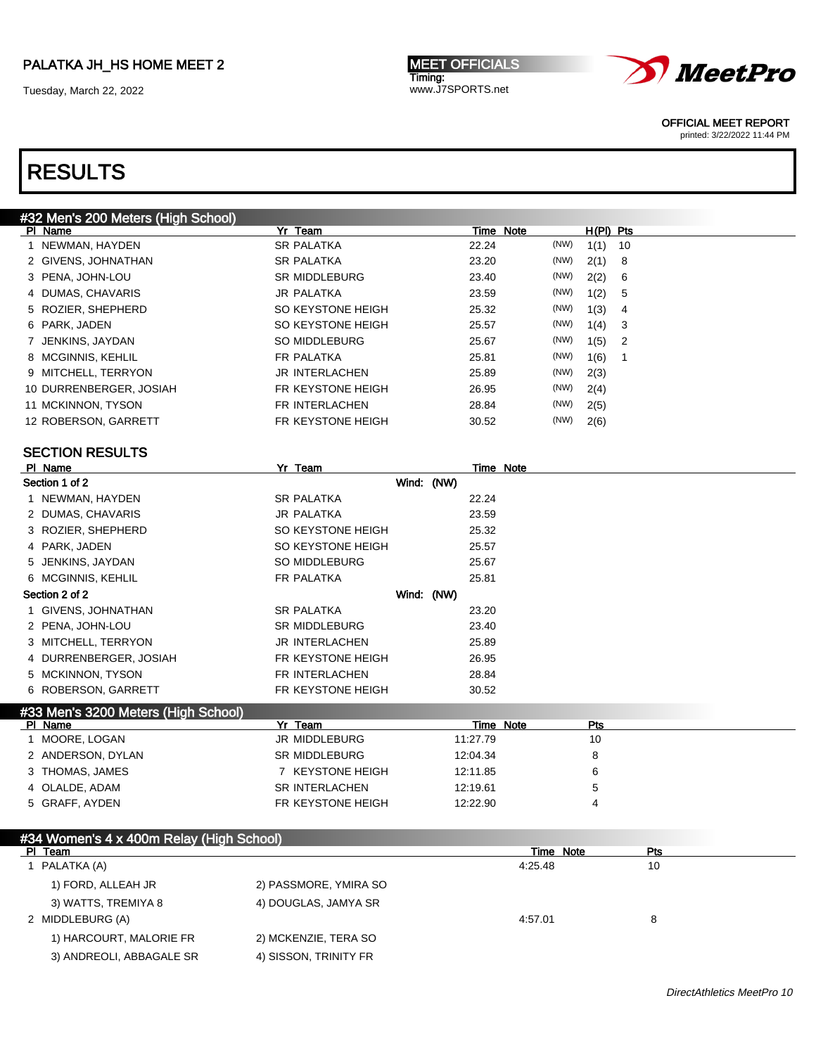## RESULTS

### #32 Men's 200 Meters (High School)

| Pl | Name | Yr | Team | Time | Note | H(Pl) | Pts |
|---|---|---|---|---|---|---|---|
| 1 | NEWMAN, HAYDEN | SR | PALATKA | 22.24 | (NW) | 1(1) | 10 |
| 2 | GIVENS, JOHNATHAN | SR | PALATKA | 23.20 | (NW) | 2(1) | 8 |
| 3 | PENA, JOHN-LOU | SR | MIDDLEBURG | 23.40 | (NW) | 2(2) | 6 |
| 4 | DUMAS, CHAVARIS | JR | PALATKA | 23.59 | (NW) | 1(2) | 5 |
| 5 | ROZIER, SHEPHERD | SO | KEYSTONE HEIGH | 25.32 | (NW) | 1(3) | 4 |
| 6 | PARK, JADEN | SO | KEYSTONE HEIGH | 25.57 | (NW) | 1(4) | 3 |
| 7 | JENKINS, JAYDAN | SO | MIDDLEBURG | 25.67 | (NW) | 1(5) | 2 |
| 8 | MCGINNIS, KEHLIL | FR | PALATKA | 25.81 | (NW) | 1(6) | 1 |
| 9 | MITCHELL, TERRYON | JR | INTERLACHEN | 25.89 | (NW) | 2(3) | |
| 10 | DURRENBERGER, JOSIAH | FR | KEYSTONE HEIGH | 26.95 | (NW) | 2(4) | |
| 11 | MCKINNON, TYSON | FR | INTERLACHEN | 28.84 | (NW) | 2(5) | |
| 12 | ROBERSON, GARRETT | FR | KEYSTONE HEIGH | 30.52 | (NW) | 2(6) | |

### SECTION RESULTS

**Section 1 of 2** — Wind: (NW)

| Pl | Name | Yr | Team | Time | Note |
|---|---|---|---|---|---|
| 1 | NEWMAN, HAYDEN | SR | PALATKA | 22.24 | |
| 2 | DUMAS, CHAVARIS | JR | PALATKA | 23.59 | |
| 3 | ROZIER, SHEPHERD | SO | KEYSTONE HEIGH | 25.32 | |
| 4 | PARK, JADEN | SO | KEYSTONE HEIGH | 25.57 | |
| 5 | JENKINS, JAYDAN | SO | MIDDLEBURG | 25.67 | |
| 6 | MCGINNIS, KEHLIL | FR | PALATKA | 25.81 | |

**Section 2 of 2** — Wind: (NW)

| Pl | Name | Yr | Team | Time | Note |
|---|---|---|---|---|---|
| 1 | GIVENS, JOHNATHAN | SR | PALATKA | 23.20 | |
| 2 | PENA, JOHN-LOU | SR | MIDDLEBURG | 23.40 | |
| 3 | MITCHELL, TERRYON | JR | INTERLACHEN | 25.89 | |
| 4 | DURRENBERGER, JOSIAH | FR | KEYSTONE HEIGH | 26.95 | |
| 5 | MCKINNON, TYSON | FR | INTERLACHEN | 28.84 | |
| 6 | ROBERSON, GARRETT | FR | KEYSTONE HEIGH | 30.52 | |

### #33 Men's 3200 Meters (High School)

| Pl | Name | Yr | Team | Time | Note | Pts |
|---|---|---|---|---|---|---|
| 1 | MOORE, LOGAN | JR | MIDDLEBURG | 11:27.79 | | 10 |
| 2 | ANDERSON, DYLAN | SR | MIDDLEBURG | 12:04.34 | | 8 |
| 3 | THOMAS, JAMES | 7 | KEYSTONE HEIGH | 12:11.85 | | 6 |
| 4 | OLALDE, ADAM | SR | INTERLACHEN | 12:19.61 | | 5 |
| 5 | GRAFF, AYDEN | FR | KEYSTONE HEIGH | 12:22.90 | | 4 |

### #34 Women's 4 x 400m Relay (High School)

| Pl | Team | Time | Note | Pts |
|---|---|---|---|---|
| 1 | PALATKA (A) | 4:25.48 | | 10 |
| | 1) FORD, ALLEAH JR; 2) PASSMORE, YMIRA SO; 3) WATTS, TREMIYA 8; 4) DOUGLAS, JAMYA SR | | | |
| 2 | MIDDLEBURG (A) | 4:57.01 | | 8 |
| | 1) HARCOURT, MALORIE FR; 2) MCKENZIE, TERA SO; 3) ANDREOLI, ABBAGALE SR; 4) SISSON, TRINITY FR | | | |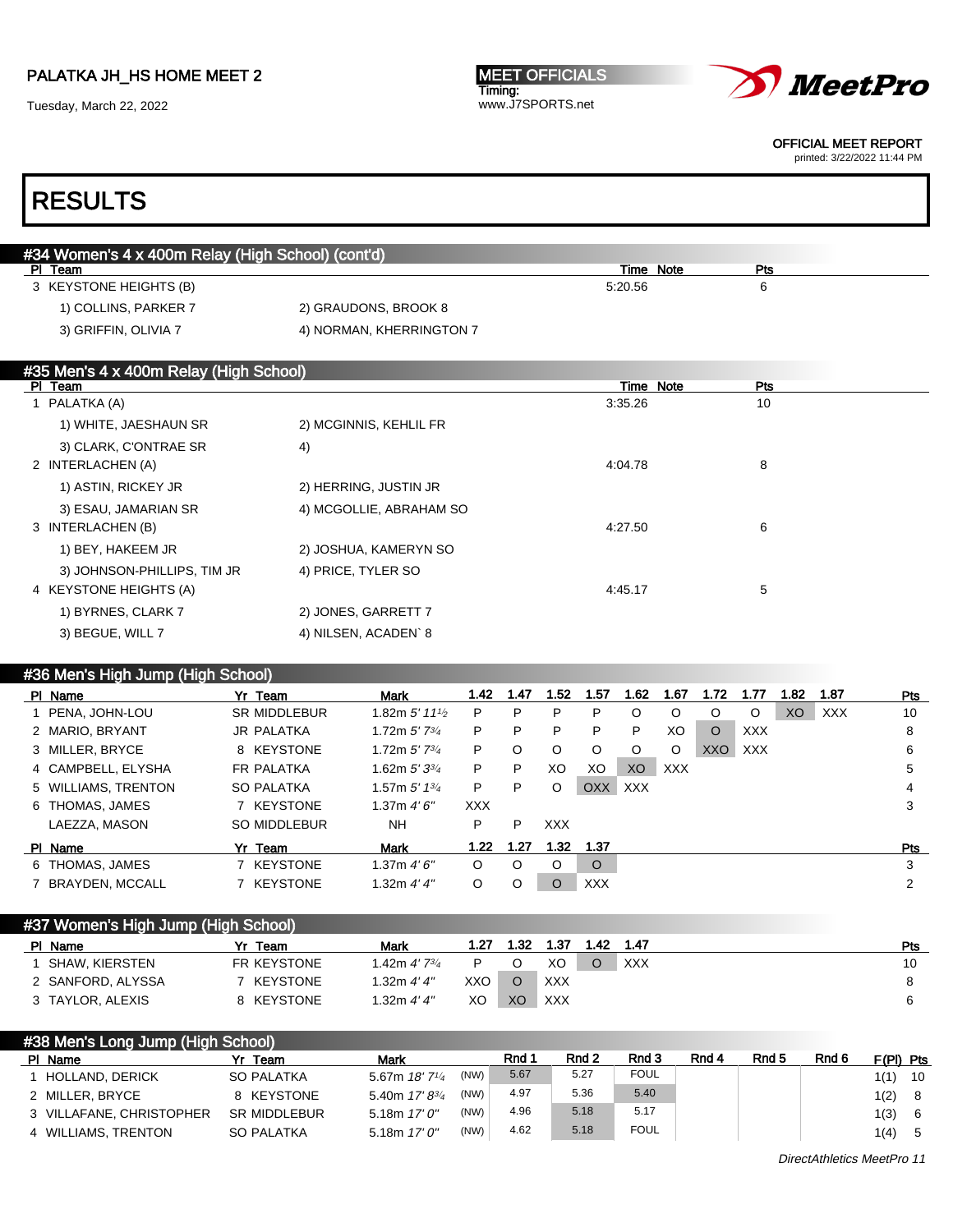PALATKA JH_HS HOME MEET 2

Tuesday, March 22, 2022

MEET OFFICIALS
Timing:
www.J7SPORTS.net

OFFICIAL MEET REPORT
printed: 3/22/2022 11:44 PM

# RESULTS

## #34 Women's 4 x 400m Relay (High School) (cont'd)

| Pl | Team | Time | Note | Pts |
|---|---|---|---|---|
| 3 | KEYSTONE HEIGHTS (B) | 5:20.56 | | 6 |
| | 1) COLLINS, PARKER 7 / 2) GRAUDONS, BROOK 8 / 3) GRIFFIN, OLIVIA 7 / 4) NORMAN, KHERRINGTON 7 | | | |

## #35 Men's 4 x 400m Relay (High School)

| Pl | Team | Time | Note | Pts |
|---|---|---|---|---|
| 1 | PALATKA (A) | 3:35.26 | | 10 |
| | 1) WHITE, JAESHAUN SR / 2) MCGINNIS, KEHLIL FR / 3) CLARK, C'ONTRAE SR / 4) | | | |
| 2 | INTERLACHEN (A) | 4:04.78 | | 8 |
| | 1) ASTIN, RICKEY JR / 2) HERRING, JUSTIN JR / 3) ESAU, JAMARIAN SR / 4) MCGOLLIE, ABRAHAM SO | | | |
| 3 | INTERLACHEN (B) | 4:27.50 | | 6 |
| | 1) BEY, HAKEEM JR / 2) JOSHUA, KAMERYN SO / 3) JOHNSON-PHILLIPS, TIM JR / 4) PRICE, TYLER SO | | | |
| 4 | KEYSTONE HEIGHTS (A) | 4:45.17 | | 5 |
| | 1) BYRNES, CLARK 7 / 2) JONES, GARRETT 7 / 3) BEGUE, WILL 7 / 4) NILSEN, ACADEN` 8 | | | |

## #36 Men's High Jump (High School)

| Pl | Name | Yr | Team | Mark | 1.42 | 1.47 | 1.52 | 1.57 | 1.62 | 1.67 | 1.72 | 1.77 | 1.82 | 1.87 | Pts |
|---|---|---|---|---|---|---|---|---|---|---|---|---|---|---|---|
| 1 | PENA, JOHN-LOU | SR | MIDDLEBUR | 1.82m *5' 11½* | P | P | P | P | O | O | O | O | XO | XXX | 10 |
| 2 | MARIO, BRYANT | JR | PALATKA | 1.72m *5' 7¾* | P | P | P | P | P | XO | O | XXX | | | 8 |
| 3 | MILLER, BRYCE | 8 | KEYSTONE | 1.72m *5' 7¾* | P | O | O | O | O | O | XXO | XXX | | | 6 |
| 4 | CAMPBELL, ELYSHA | FR | PALATKA | 1.62m *5' 3¾* | P | P | XO | XO | XO | XXX | | | | | 5 |
| 5 | WILLIAMS, TRENTON | SO | PALATKA | 1.57m *5' 1¾* | P | P | O | OXX | XXX | | | | | | 4 |
| 6 | THOMAS, JAMES | 7 | KEYSTONE | 1.37m *4' 6"* | XXX | | | | | | | | | | 3 |
| | LAEZZA, MASON | SO | MIDDLEBUR | NH | P | P | XXX | | | | | | | | |

| Pl | Name | Yr | Team | Mark | 1.22 | 1.27 | 1.32 | 1.37 | Pts |
|---|---|---|---|---|---|---|---|---|---|
| 6 | THOMAS, JAMES | 7 | KEYSTONE | 1.37m *4' 6"* | O | O | O | O | 3 |
| 7 | BRAYDEN, MCCALL | 7 | KEYSTONE | 1.32m *4' 4"* | O | O | O | XXX | 2 |

## #37 Women's High Jump (High School)

| Pl | Name | Yr | Team | Mark | 1.27 | 1.32 | 1.37 | 1.42 | 1.47 | Pts |
|---|---|---|---|---|---|---|---|---|---|---|
| 1 | SHAW, KIERSTEN | FR | KEYSTONE | 1.42m *4' 7¾* | P | O | XO | O | XXX | 10 |
| 2 | SANFORD, ALYSSA | 7 | KEYSTONE | 1.32m *4' 4"* | XXO | O | XXX | | | 8 |
| 3 | TAYLOR, ALEXIS | 8 | KEYSTONE | 1.32m *4' 4"* | XO | XO | XXX | | | 6 |

## #38 Men's Long Jump (High School)

| Pl | Name | Yr | Team | Mark | | Rnd 1 | Rnd 2 | Rnd 3 | Rnd 4 | Rnd 5 | Rnd 6 | F(Pl) | Pts |
|---|---|---|---|---|---|---|---|---|---|---|---|---|---|
| 1 | HOLLAND, DERICK | SO | PALATKA | 5.67m *18' 7¼* | (NW) | 5.67 | 5.27 | FOUL | | | | 1(1) | 10 |
| 2 | MILLER, BRYCE | 8 | KEYSTONE | 5.40m *17' 8¾* | (NW) | 4.97 | 5.36 | 5.40 | | | | 1(2) | 8 |
| 3 | VILLAFANE, CHRISTOPHER | SR | MIDDLEBUR | 5.18m *17' 0"* | (NW) | 4.96 | 5.18 | 5.17 | | | | 1(3) | 6 |
| 4 | WILLIAMS, TRENTON | SO | PALATKA | 5.18m *17' 0"* | (NW) | 4.62 | 5.18 | FOUL | | | | 1(4) | 5 |

*DirectAthletics MeetPro 11*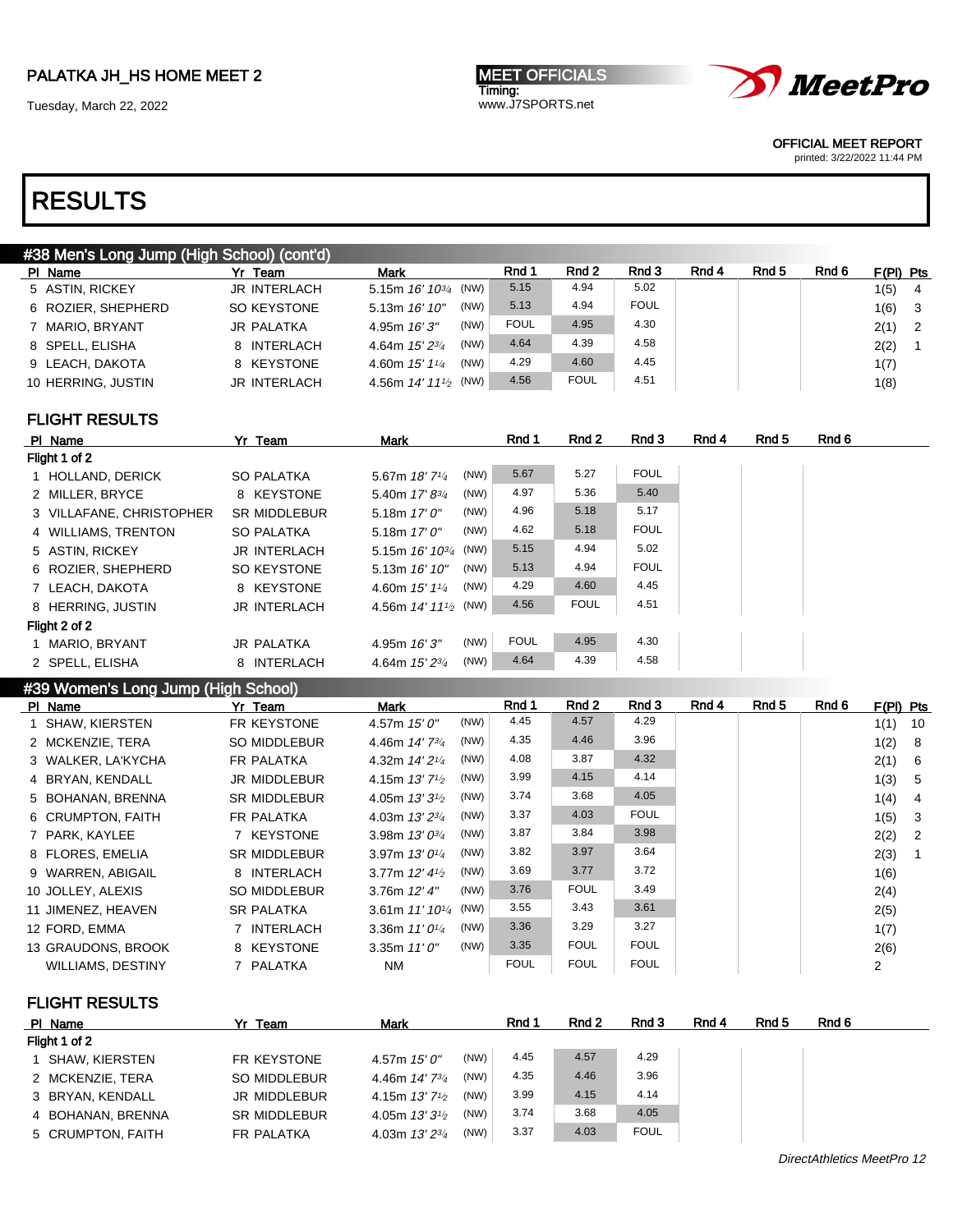PALATKA JH_HS HOME MEET 2

Tuesday, March 22, 2022

MEET OFFICIALS
Timing:
www.J7SPORTS.net

OFFICIAL MEET REPORT
printed: 3/22/2022 11:44 PM

# RESULTS

## #38 Men's Long Jump (High School) (cont'd)

| Pl | Name | Yr | Team | Mark | | Rnd 1 | Rnd 2 | Rnd 3 | Rnd 4 | Rnd 5 | Rnd 6 | F(Pl) | Pts |
|---|---|---|---|---|---|---|---|---|---|---|---|---|---|
| 5 | ASTIN, RICKEY | JR | INTERLACH | 5.15m *16' 10¾* | (NW) | 5.15 | 4.94 | 5.02 | | | | 1(5) | 4 |
| 6 | ROZIER, SHEPHERD | SO | KEYSTONE | 5.13m *16' 10"* | (NW) | 5.13 | 4.94 | FOUL | | | | 1(6) | 3 |
| 7 | MARIO, BRYANT | JR | PALATKA | 4.95m *16' 3"* | (NW) | FOUL | 4.95 | 4.30 | | | | 2(1) | 2 |
| 8 | SPELL, ELISHA | 8 | INTERLACH | 4.64m *15' 2¾* | (NW) | 4.64 | 4.39 | 4.58 | | | | 2(2) | 1 |
| 9 | LEACH, DAKOTA | 8 | KEYSTONE | 4.60m *15' 1¼* | (NW) | 4.29 | 4.60 | 4.45 | | | | 1(7) | |
| 10 | HERRING, JUSTIN | JR | INTERLACH | 4.56m *14' 11½* | (NW) | 4.56 | FOUL | 4.51 | | | | 1(8) | |

### FLIGHT RESULTS

| Pl | Name | Yr | Team | Mark | | Rnd 1 | Rnd 2 | Rnd 3 | Rnd 4 | Rnd 5 | Rnd 6 |
|---|---|---|---|---|---|---|---|---|---|---|---|
| **Flight 1 of 2** | | | | | | | | | | | |
| 1 | HOLLAND, DERICK | SO | PALATKA | 5.67m *18' 7¼* | (NW) | 5.67 | 5.27 | FOUL | | | |
| 2 | MILLER, BRYCE | 8 | KEYSTONE | 5.40m *17' 8¾* | (NW) | 4.97 | 5.36 | 5.40 | | | |
| 3 | VILLAFANE, CHRISTOPHER | SR | MIDDLEBUR | 5.18m *17' 0"* | (NW) | 4.96 | 5.18 | 5.17 | | | |
| 4 | WILLIAMS, TRENTON | SO | PALATKA | 5.18m *17' 0"* | (NW) | 4.62 | 5.18 | FOUL | | | |
| 5 | ASTIN, RICKEY | JR | INTERLACH | 5.15m *16' 10¾* | (NW) | 5.15 | 4.94 | 5.02 | | | |
| 6 | ROZIER, SHEPHERD | SO | KEYSTONE | 5.13m *16' 10"* | (NW) | 5.13 | 4.94 | FOUL | | | |
| 7 | LEACH, DAKOTA | 8 | KEYSTONE | 4.60m *15' 1¼* | (NW) | 4.29 | 4.60 | 4.45 | | | |
| 8 | HERRING, JUSTIN | JR | INTERLACH | 4.56m *14' 11½* | (NW) | 4.56 | FOUL | 4.51 | | | |
| **Flight 2 of 2** | | | | | | | | | | | |
| 1 | MARIO, BRYANT | JR | PALATKA | 4.95m *16' 3"* | (NW) | FOUL | 4.95 | 4.30 | | | |
| 2 | SPELL, ELISHA | 8 | INTERLACH | 4.64m *15' 2¾* | (NW) | 4.64 | 4.39 | 4.58 | | | |

## #39 Women's Long Jump (High School)

| Pl | Name | Yr | Team | Mark | | Rnd 1 | Rnd 2 | Rnd 3 | Rnd 4 | Rnd 5 | Rnd 6 | F(Pl) | Pts |
|---|---|---|---|---|---|---|---|---|---|---|---|---|---|
| 1 | SHAW, KIERSTEN | FR | KEYSTONE | 4.57m *15' 0"* | (NW) | 4.45 | 4.57 | 4.29 | | | | 1(1) | 10 |
| 2 | MCKENZIE, TERA | SO | MIDDLEBUR | 4.46m *14' 7¾* | (NW) | 4.35 | 4.46 | 3.96 | | | | 1(2) | 8 |
| 3 | WALKER, LA'KYCHA | FR | PALATKA | 4.32m *14' 2¼* | (NW) | 4.08 | 3.87 | 4.32 | | | | 2(1) | 6 |
| 4 | BRYAN, KENDALL | JR | MIDDLEBUR | 4.15m *13' 7½* | (NW) | 3.99 | 4.15 | 4.14 | | | | 1(3) | 5 |
| 5 | BOHANAN, BRENNA | SR | MIDDLEBUR | 4.05m *13' 3½* | (NW) | 3.74 | 3.68 | 4.05 | | | | 1(4) | 4 |
| 6 | CRUMPTON, FAITH | FR | PALATKA | 4.03m *13' 2¾* | (NW) | 3.37 | 4.03 | FOUL | | | | 1(5) | 3 |
| 7 | PARK, KAYLEE | 7 | KEYSTONE | 3.98m *13' 0¾* | (NW) | 3.87 | 3.84 | 3.98 | | | | 2(2) | 2 |
| 8 | FLORES, EMELIA | SR | MIDDLEBUR | 3.97m *13' 0¼* | (NW) | 3.82 | 3.97 | 3.64 | | | | 2(3) | 1 |
| 9 | WARREN, ABIGAIL | 8 | INTERLACH | 3.77m *12' 4½* | (NW) | 3.69 | 3.77 | 3.72 | | | | 1(6) | |
| 10 | JOLLEY, ALEXIS | SO | MIDDLEBUR | 3.76m *12' 4"* | (NW) | 3.76 | FOUL | 3.49 | | | | 2(4) | |
| 11 | JIMENEZ, HEAVEN | SR | PALATKA | 3.61m *11' 10¼* | (NW) | 3.55 | 3.43 | 3.61 | | | | 2(5) | |
| 12 | FORD, EMMA | 7 | INTERLACH | 3.36m *11' 0¼* | (NW) | 3.36 | 3.29 | 3.27 | | | | 1(7) | |
| 13 | GRAUDONS, BROOK | 8 | KEYSTONE | 3.35m *11' 0"* | (NW) | 3.35 | FOUL | FOUL | | | | 2(6) | |
| | WILLIAMS, DESTINY | 7 | PALATKA | NM | | FOUL | FOUL | FOUL | | | | 2 | |

### FLIGHT RESULTS

| Pl | Name | Yr | Team | Mark | | Rnd 1 | Rnd 2 | Rnd 3 | Rnd 4 | Rnd 5 | Rnd 6 |
|---|---|---|---|---|---|---|---|---|---|---|---|
| **Flight 1 of 2** | | | | | | | | | | | |
| 1 | SHAW, KIERSTEN | FR | KEYSTONE | 4.57m *15' 0"* | (NW) | 4.45 | 4.57 | 4.29 | | | |
| 2 | MCKENZIE, TERA | SO | MIDDLEBUR | 4.46m *14' 7¾* | (NW) | 4.35 | 4.46 | 3.96 | | | |
| 3 | BRYAN, KENDALL | JR | MIDDLEBUR | 4.15m *13' 7½* | (NW) | 3.99 | 4.15 | 4.14 | | | |
| 4 | BOHANAN, BRENNA | SR | MIDDLEBUR | 4.05m *13' 3½* | (NW) | 3.74 | 3.68 | 4.05 | | | |
| 5 | CRUMPTON, FAITH | FR | PALATKA | 4.03m *13' 2¾* | (NW) | 3.37 | 4.03 | FOUL | | | |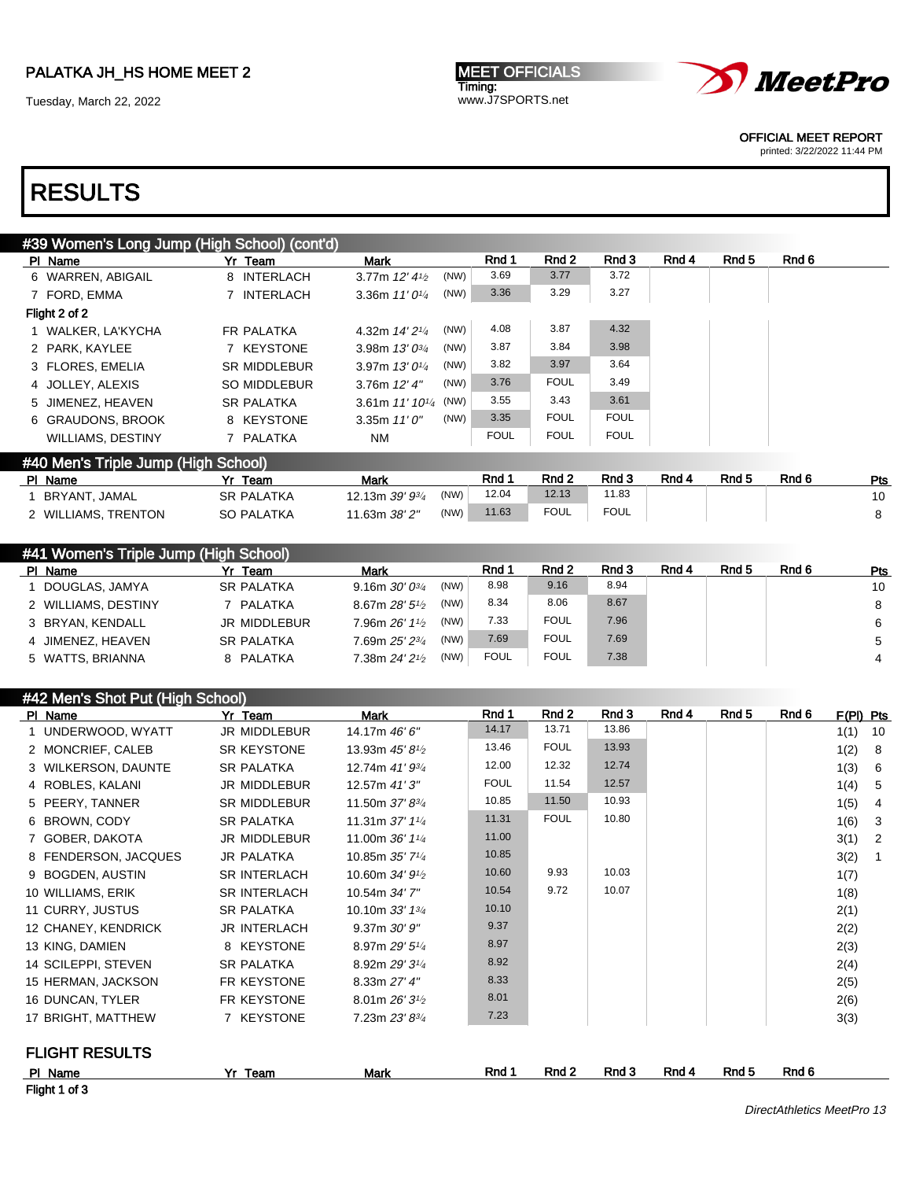PALATKA JH_HS HOME MEET 2

Tuesday, March 22, 2022

MEET OFFICIALS
Timing:
www.J7SPORTS.net

OFFICIAL MEET REPORT
printed: 3/22/2022 11:44 PM

# RESULTS

## #39 Women's Long Jump (High School) (cont'd)

| Pl | Name | Yr | Team | Mark | | Rnd 1 | Rnd 2 | Rnd 3 | Rnd 4 | Rnd 5 | Rnd 6 |
|---|---|---|---|---|---|---|---|---|---|---|---|
| 6 | WARREN, ABIGAIL | 8 | INTERLACH | 3.77m *12' 4½* | (NW) | 3.69 | 3.77 | 3.72 | | | |
| 7 | FORD, EMMA | 7 | INTERLACH | 3.36m *11' 0¼* | (NW) | 3.36 | 3.29 | 3.27 | | | |
| **Flight 2 of 2** | | | | | | | | | | | |
| 1 | WALKER, LA'KYCHA | FR | PALATKA | 4.32m *14' 2¼* | (NW) | 4.08 | 3.87 | 4.32 | | | |
| 2 | PARK, KAYLEE | 7 | KEYSTONE | 3.98m *13' 0¾* | (NW) | 3.87 | 3.84 | 3.98 | | | |
| 3 | FLORES, EMELIA | SR | MIDDLEBUR | 3.97m *13' 0¼* | (NW) | 3.82 | 3.97 | 3.64 | | | |
| 4 | JOLLEY, ALEXIS | SO | MIDDLEBUR | 3.76m *12' 4"* | (NW) | 3.76 | FOUL | 3.49 | | | |
| 5 | JIMENEZ, HEAVEN | SR | PALATKA | 3.61m *11' 10¼* | (NW) | 3.55 | 3.43 | 3.61 | | | |
| 6 | GRAUDONS, BROOK | 8 | KEYSTONE | 3.35m *11' 0"* | (NW) | 3.35 | FOUL | FOUL | | | |
| | WILLIAMS, DESTINY | 7 | PALATKA | NM | | FOUL | FOUL | FOUL | | | |

## #40 Men's Triple Jump (High School)

| Pl | Name | Yr | Team | Mark | | Rnd 1 | Rnd 2 | Rnd 3 | Rnd 4 | Rnd 5 | Rnd 6 | Pts |
|---|---|---|---|---|---|---|---|---|---|---|---|---|
| 1 | BRYANT, JAMAL | SR | PALATKA | 12.13m *39' 9¾* | (NW) | 12.04 | 12.13 | 11.83 | | | | 10 |
| 2 | WILLIAMS, TRENTON | SO | PALATKA | 11.63m *38' 2"* | (NW) | 11.63 | FOUL | FOUL | | | | 8 |

## #41 Women's Triple Jump (High School)

| Pl | Name | Yr | Team | Mark | | Rnd 1 | Rnd 2 | Rnd 3 | Rnd 4 | Rnd 5 | Rnd 6 | Pts |
|---|---|---|---|---|---|---|---|---|---|---|---|---|
| 1 | DOUGLAS, JAMYA | SR | PALATKA | 9.16m *30' 0¾* | (NW) | 8.98 | 9.16 | 8.94 | | | | 10 |
| 2 | WILLIAMS, DESTINY | 7 | PALATKA | 8.67m *28' 5½* | (NW) | 8.34 | 8.06 | 8.67 | | | | 8 |
| 3 | BRYAN, KENDALL | JR | MIDDLEBUR | 7.96m *26' 1½* | (NW) | 7.33 | FOUL | 7.96 | | | | 6 |
| 4 | JIMENEZ, HEAVEN | SR | PALATKA | 7.69m *25' 2¾* | (NW) | 7.69 | FOUL | 7.69 | | | | 5 |
| 5 | WATTS, BRIANNA | 8 | PALATKA | 7.38m *24' 2½* | (NW) | FOUL | FOUL | 7.38 | | | | 4 |

## #42 Men's Shot Put (High School)

| Pl | Name | Yr | Team | Mark | Rnd 1 | Rnd 2 | Rnd 3 | Rnd 4 | Rnd 5 | Rnd 6 | F(Pl) | Pts |
|---|---|---|---|---|---|---|---|---|---|---|---|---|
| 1 | UNDERWOOD, WYATT | JR | MIDDLEBUR | 14.17m *46' 6"* | 14.17 | 13.71 | 13.86 | | | | 1(1) | 10 |
| 2 | MONCRIEF, CALEB | SR | KEYSTONE | 13.93m *45' 8½* | 13.46 | FOUL | 13.93 | | | | 1(2) | 8 |
| 3 | WILKERSON, DAUNTE | SR | PALATKA | 12.74m *41' 9¾* | 12.00 | 12.32 | 12.74 | | | | 1(3) | 6 |
| 4 | ROBLES, KALANI | JR | MIDDLEBUR | 12.57m *41' 3"* | FOUL | 11.54 | 12.57 | | | | 1(4) | 5 |
| 5 | PEERY, TANNER | SR | MIDDLEBUR | 11.50m *37' 8¾* | 10.85 | 11.50 | 10.93 | | | | 1(5) | 4 |
| 6 | BROWN, CODY | SR | PALATKA | 11.31m *37' 1¼* | 11.31 | FOUL | 10.80 | | | | 1(6) | 3 |
| 7 | GOBER, DAKOTA | JR | MIDDLEBUR | 11.00m *36' 1¼* | 11.00 | | | | | | 3(1) | 2 |
| 8 | FENDERSON, JACQUES | JR | PALATKA | 10.85m *35' 7¼* | 10.85 | | | | | | 3(2) | 1 |
| 9 | BOGDEN, AUSTIN | SR | INTERLACH | 10.60m *34' 9½* | 10.60 | 9.93 | 10.03 | | | | 1(7) | |
| 10 | WILLIAMS, ERIK | SR | INTERLACH | 10.54m *34' 7"* | 10.54 | 9.72 | 10.07 | | | | 1(8) | |
| 11 | CURRY, JUSTUS | SR | PALATKA | 10.10m *33' 1¾* | 10.10 | | | | | | 2(1) | |
| 12 | CHANEY, KENDRICK | JR | INTERLACH | 9.37m *30' 9"* | 9.37 | | | | | | 2(2) | |
| 13 | KING, DAMIEN | 8 | KEYSTONE | 8.97m *29' 5¼* | 8.97 | | | | | | 2(3) | |
| 14 | SCILEPPI, STEVEN | SR | PALATKA | 8.92m *29' 3¼* | 8.92 | | | | | | 2(4) | |
| 15 | HERMAN, JACKSON | FR | KEYSTONE | 8.33m *27' 4"* | 8.33 | | | | | | 2(5) | |
| 16 | DUNCAN, TYLER | FR | KEYSTONE | 8.01m *26' 3½* | 8.01 | | | | | | 2(6) | |
| 17 | BRIGHT, MATTHEW | 7 | KEYSTONE | 7.23m *23' 8¾* | 7.23 | | | | | | 3(3) | |

### FLIGHT RESULTS

| Pl | Name | Yr | Team | Mark | Rnd 1 | Rnd 2 | Rnd 3 | Rnd 4 | Rnd 5 | Rnd 6 |
|---|---|---|---|---|---|---|---|---|---|---|
| **Flight 1 of 3** | | | | | | | | | | |

DirectAthletics MeetPro 13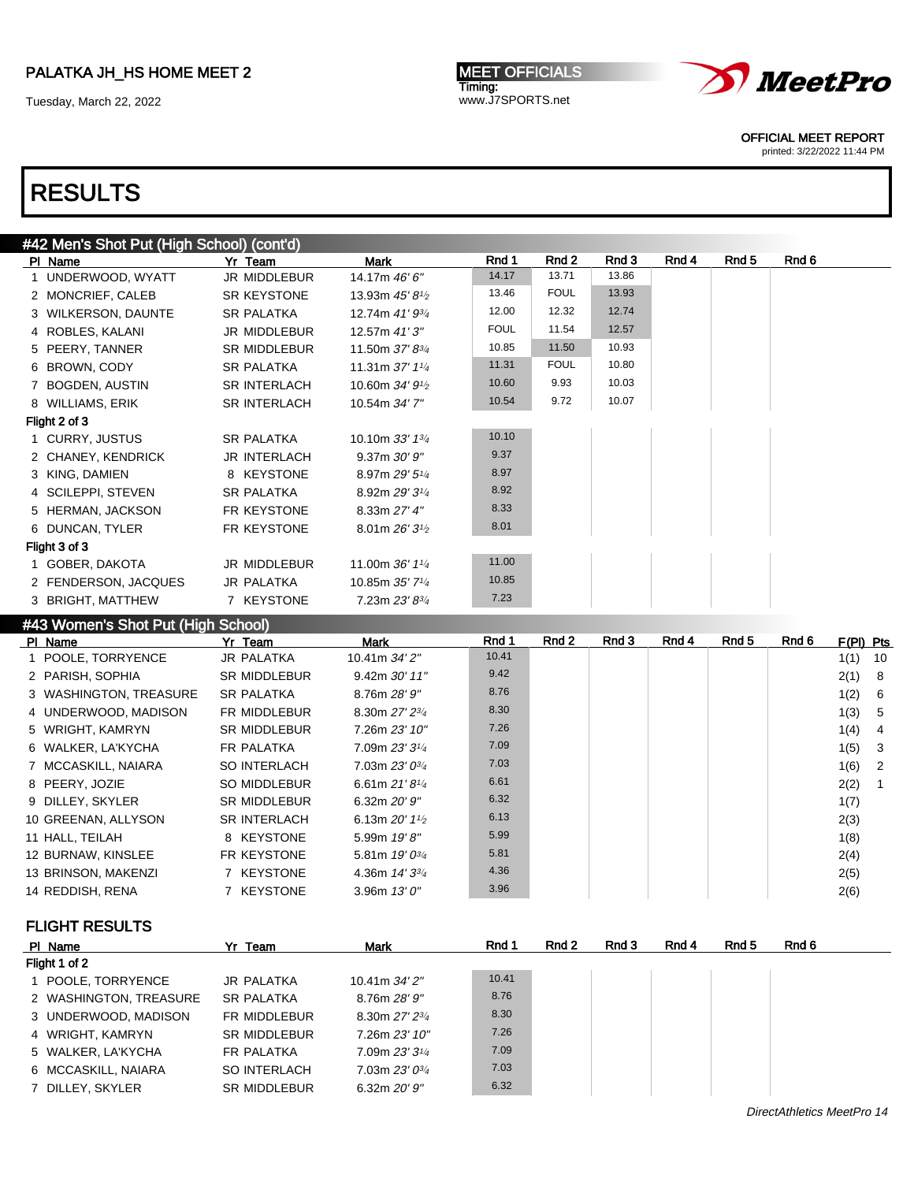PALATKA JH_HS HOME MEET 2

Tuesday, March 22, 2022

MEET OFFICIALS
Timing:
www.J7SPORTS.net

OFFICIAL MEET REPORT
printed: 3/22/2022 11:44 PM

# RESULTS

## #42 Men's Shot Put (High School) (cont'd)

| Pl | Name | Yr | Team | Mark | Rnd 1 | Rnd 2 | Rnd 3 | Rnd 4 | Rnd 5 | Rnd 6 |
|---|---|---|---|---|---|---|---|---|---|---|
| 1 | UNDERWOOD, WYATT | JR | MIDDLEBUR | 14.17m *46' 6"* | 14.17 | 13.71 | 13.86 | | | |
| 2 | MONCRIEF, CALEB | SR | KEYSTONE | 13.93m *45' 8½* | 13.46 | FOUL | 13.93 | | | |
| 3 | WILKERSON, DAUNTE | SR | PALATKA | 12.74m *41' 9¾* | 12.00 | 12.32 | 12.74 | | | |
| 4 | ROBLES, KALANI | JR | MIDDLEBUR | 12.57m *41' 3"* | FOUL | 11.54 | 12.57 | | | |
| 5 | PEERY, TANNER | SR | MIDDLEBUR | 11.50m *37' 8¾* | 10.85 | 11.50 | 10.93 | | | |
| 6 | BROWN, CODY | SR | PALATKA | 11.31m *37' 1¼* | 11.31 | FOUL | 10.80 | | | |
| 7 | BOGDEN, AUSTIN | SR | INTERLACH | 10.60m *34' 9½* | 10.60 | 9.93 | 10.03 | | | |
| 8 | WILLIAMS, ERIK | SR | INTERLACH | 10.54m *34' 7"* | 10.54 | 9.72 | 10.07 | | | |
| **Flight 2 of 3** | | | | | | | | | | |
| 1 | CURRY, JUSTUS | SR | PALATKA | 10.10m *33' 1¾* | 10.10 | | | | | |
| 2 | CHANEY, KENDRICK | JR | INTERLACH | 9.37m *30' 9"* | 9.37 | | | | | |
| 3 | KING, DAMIEN | 8 | KEYSTONE | 8.97m *29' 5¼* | 8.97 | | | | | |
| 4 | SCILEPPI, STEVEN | SR | PALATKA | 8.92m *29' 3¼* | 8.92 | | | | | |
| 5 | HERMAN, JACKSON | FR | KEYSTONE | 8.33m *27' 4"* | 8.33 | | | | | |
| 6 | DUNCAN, TYLER | FR | KEYSTONE | 8.01m *26' 3½* | 8.01 | | | | | |
| **Flight 3 of 3** | | | | | | | | | | |
| 1 | GOBER, DAKOTA | JR | MIDDLEBUR | 11.00m *36' 1¼* | 11.00 | | | | | |
| 2 | FENDERSON, JACQUES | JR | PALATKA | 10.85m *35' 7¼* | 10.85 | | | | | |
| 3 | BRIGHT, MATTHEW | 7 | KEYSTONE | 7.23m *23' 8¾* | 7.23 | | | | | |

## #43 Women's Shot Put (High School)

| Pl | Name | Yr | Team | Mark | Rnd 1 | Rnd 2 | Rnd 3 | Rnd 4 | Rnd 5 | Rnd 6 | F(Pl) | Pts |
|---|---|---|---|---|---|---|---|---|---|---|---|---|
| 1 | POOLE, TORRYENCE | JR | PALATKA | 10.41m *34' 2"* | 10.41 | | | | | | 1(1) | 10 |
| 2 | PARISH, SOPHIA | SR | MIDDLEBUR | 9.42m *30' 11"* | 9.42 | | | | | | 2(1) | 8 |
| 3 | WASHINGTON, TREASURE | SR | PALATKA | 8.76m *28' 9"* | 8.76 | | | | | | 1(2) | 6 |
| 4 | UNDERWOOD, MADISON | FR | MIDDLEBUR | 8.30m *27' 2¾* | 8.30 | | | | | | 1(3) | 5 |
| 5 | WRIGHT, KAMRYN | SR | MIDDLEBUR | 7.26m *23' 10"* | 7.26 | | | | | | 1(4) | 4 |
| 6 | WALKER, LA'KYCHA | FR | PALATKA | 7.09m *23' 3¼* | 7.09 | | | | | | 1(5) | 3 |
| 7 | MCCASKILL, NAIARA | SO | INTERLACH | 7.03m *23' 0¾* | 7.03 | | | | | | 1(6) | 2 |
| 8 | PEERY, JOZIE | SO | MIDDLEBUR | 6.61m *21' 8¼* | 6.61 | | | | | | 2(2) | 1 |
| 9 | DILLEY, SKYLER | SR | MIDDLEBUR | 6.32m *20' 9"* | 6.32 | | | | | | 1(7) | |
| 10 | GREENAN, ALLYSON | SR | INTERLACH | 6.13m *20' 1½* | 6.13 | | | | | | 2(3) | |
| 11 | HALL, TEILAH | 8 | KEYSTONE | 5.99m *19' 8"* | 5.99 | | | | | | 1(8) | |
| 12 | BURNAW, KINSLEE | FR | KEYSTONE | 5.81m *19' 0¾* | 5.81 | | | | | | 2(4) | |
| 13 | BRINSON, MAKENZI | 7 | KEYSTONE | 4.36m *14' 3¾* | 4.36 | | | | | | 2(5) | |
| 14 | REDDISH, RENA | 7 | KEYSTONE | 3.96m *13' 0"* | 3.96 | | | | | | 2(6) | |

### FLIGHT RESULTS

| Pl | Name | Yr | Team | Mark | Rnd 1 | Rnd 2 | Rnd 3 | Rnd 4 | Rnd 5 | Rnd 6 |
|---|---|---|---|---|---|---|---|---|---|---|
| **Flight 1 of 2** | | | | | | | | | | |
| 1 | POOLE, TORRYENCE | JR | PALATKA | 10.41m *34' 2"* | 10.41 | | | | | |
| 2 | WASHINGTON, TREASURE | SR | PALATKA | 8.76m *28' 9"* | 8.76 | | | | | |
| 3 | UNDERWOOD, MADISON | FR | MIDDLEBUR | 8.30m *27' 2¾* | 8.30 | | | | | |
| 4 | WRIGHT, KAMRYN | SR | MIDDLEBUR | 7.26m *23' 10"* | 7.26 | | | | | |
| 5 | WALKER, LA'KYCHA | FR | PALATKA | 7.09m *23' 3¼* | 7.09 | | | | | |
| 6 | MCCASKILL, NAIARA | SO | INTERLACH | 7.03m *23' 0¾* | 7.03 | | | | | |
| 7 | DILLEY, SKYLER | SR | MIDDLEBUR | 6.32m *20' 9"* | 6.32 | | | | | |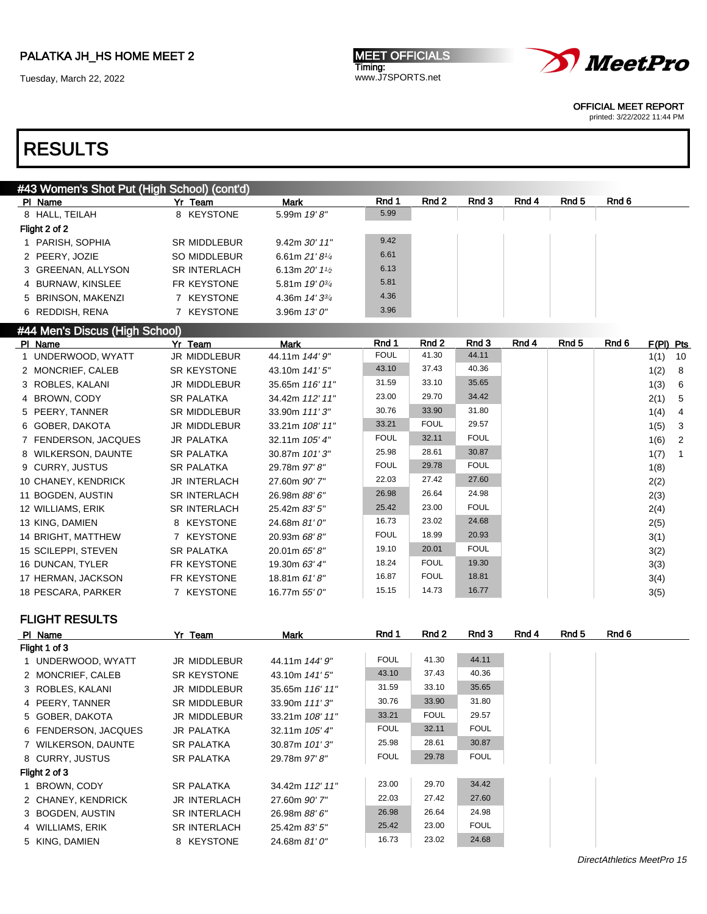PALATKA JH_HS HOME MEET 2

Tuesday, March 22, 2022

MEET OFFICIALS
Timing:
www.J7SPORTS.net

OFFICIAL MEET REPORT
printed: 3/22/2022 11:44 PM

# RESULTS

## #43 Women's Shot Put (High School) (cont'd)

| Pl | Name | Yr | Team | Mark | Rnd 1 | Rnd 2 | Rnd 3 | Rnd 4 | Rnd 5 | Rnd 6 |
|---|---|---|---|---|---|---|---|---|---|---|
| 8 | HALL, TEILAH | 8 | KEYSTONE | 5.99m *19' 8"* | 5.99 | | | | | |
| **Flight 2 of 2** | | | | | | | | | | |
| 1 | PARISH, SOPHIA | SR | MIDDLEBUR | 9.42m *30' 11"* | 9.42 | | | | | |
| 2 | PEERY, JOZIE | SO | MIDDLEBUR | 6.61m *21' 8¼* | 6.61 | | | | | |
| 3 | GREENAN, ALLYSON | SR | INTERLACH | 6.13m *20' 1½* | 6.13 | | | | | |
| 4 | BURNAW, KINSLEE | FR | KEYSTONE | 5.81m *19' 0¾* | 5.81 | | | | | |
| 5 | BRINSON, MAKENZI | 7 | KEYSTONE | 4.36m *14' 3¾* | 4.36 | | | | | |
| 6 | REDDISH, RENA | 7 | KEYSTONE | 3.96m *13' 0"* | 3.96 | | | | | |

## #44 Men's Discus (High School)

| Pl | Name | Yr | Team | Mark | Rnd 1 | Rnd 2 | Rnd 3 | Rnd 4 | Rnd 5 | Rnd 6 | F(Pl) | Pts |
|---|---|---|---|---|---|---|---|---|---|---|---|---|
| 1 | UNDERWOOD, WYATT | JR | MIDDLEBUR | 44.11m *144' 9"* | FOUL | 41.30 | 44.11 | | | | 1(1) | 10 |
| 2 | MONCRIEF, CALEB | SR | KEYSTONE | 43.10m *141' 5"* | 43.10 | 37.43 | 40.36 | | | | 1(2) | 8 |
| 3 | ROBLES, KALANI | JR | MIDDLEBUR | 35.65m *116' 11"* | 31.59 | 33.10 | 35.65 | | | | 1(3) | 6 |
| 4 | BROWN, CODY | SR | PALATKA | 34.42m *112' 11"* | 23.00 | 29.70 | 34.42 | | | | 2(1) | 5 |
| 5 | PEERY, TANNER | SR | MIDDLEBUR | 33.90m *111' 3"* | 30.76 | 33.90 | 31.80 | | | | 1(4) | 4 |
| 6 | GOBER, DAKOTA | JR | MIDDLEBUR | 33.21m *108' 11"* | 33.21 | FOUL | 29.57 | | | | 1(5) | 3 |
| 7 | FENDERSON, JACQUES | JR | PALATKA | 32.11m *105' 4"* | FOUL | 32.11 | FOUL | | | | 1(6) | 2 |
| 8 | WILKERSON, DAUNTE | SR | PALATKA | 30.87m *101' 3"* | 25.98 | 28.61 | 30.87 | | | | 1(7) | 1 |
| 9 | CURRY, JUSTUS | SR | PALATKA | 29.78m *97' 8"* | FOUL | 29.78 | FOUL | | | | 1(8) | |
| 10 | CHANEY, KENDRICK | JR | INTERLACH | 27.60m *90' 7"* | 22.03 | 27.42 | 27.60 | | | | 2(2) | |
| 11 | BOGDEN, AUSTIN | SR | INTERLACH | 26.98m *88' 6"* | 26.98 | 26.64 | 24.98 | | | | 2(3) | |
| 12 | WILLIAMS, ERIK | SR | INTERLACH | 25.42m *83' 5"* | 25.42 | 23.00 | FOUL | | | | 2(4) | |
| 13 | KING, DAMIEN | 8 | KEYSTONE | 24.68m *81' 0"* | 16.73 | 23.02 | 24.68 | | | | 2(5) | |
| 14 | BRIGHT, MATTHEW | 7 | KEYSTONE | 20.93m *68' 8"* | FOUL | 18.99 | 20.93 | | | | 3(1) | |
| 15 | SCILEPPI, STEVEN | SR | PALATKA | 20.01m *65' 8"* | 19.10 | 20.01 | FOUL | | | | 3(2) | |
| 16 | DUNCAN, TYLER | FR | KEYSTONE | 19.30m *63' 4"* | 18.24 | FOUL | 19.30 | | | | 3(3) | |
| 17 | HERMAN, JACKSON | FR | KEYSTONE | 18.81m *61' 8"* | 16.87 | FOUL | 18.81 | | | | 3(4) | |
| 18 | PESCARA, PARKER | 7 | KEYSTONE | 16.77m *55' 0"* | 15.15 | 14.73 | 16.77 | | | | 3(5) | |

### FLIGHT RESULTS

| Pl | Name | Yr | Team | Mark | Rnd 1 | Rnd 2 | Rnd 3 | Rnd 4 | Rnd 5 | Rnd 6 |
|---|---|---|---|---|---|---|---|---|---|---|
| **Flight 1 of 3** | | | | | | | | | | |
| 1 | UNDERWOOD, WYATT | JR | MIDDLEBUR | 44.11m *144' 9"* | FOUL | 41.30 | 44.11 | | | |
| 2 | MONCRIEF, CALEB | SR | KEYSTONE | 43.10m *141' 5"* | 43.10 | 37.43 | 40.36 | | | |
| 3 | ROBLES, KALANI | JR | MIDDLEBUR | 35.65m *116' 11"* | 31.59 | 33.10 | 35.65 | | | |
| 4 | PEERY, TANNER | SR | MIDDLEBUR | 33.90m *111' 3"* | 30.76 | 33.90 | 31.80 | | | |
| 5 | GOBER, DAKOTA | JR | MIDDLEBUR | 33.21m *108' 11"* | 33.21 | FOUL | 29.57 | | | |
| 6 | FENDERSON, JACQUES | JR | PALATKA | 32.11m *105' 4"* | FOUL | 32.11 | FOUL | | | |
| 7 | WILKERSON, DAUNTE | SR | PALATKA | 30.87m *101' 3"* | 25.98 | 28.61 | 30.87 | | | |
| 8 | CURRY, JUSTUS | SR | PALATKA | 29.78m *97' 8"* | FOUL | 29.78 | FOUL | | | |
| **Flight 2 of 3** | | | | | | | | | | |
| 1 | BROWN, CODY | SR | PALATKA | 34.42m *112' 11"* | 23.00 | 29.70 | 34.42 | | | |
| 2 | CHANEY, KENDRICK | JR | INTERLACH | 27.60m *90' 7"* | 22.03 | 27.42 | 27.60 | | | |
| 3 | BOGDEN, AUSTIN | SR | INTERLACH | 26.98m *88' 6"* | 26.98 | 26.64 | 24.98 | | | |
| 4 | WILLIAMS, ERIK | SR | INTERLACH | 25.42m *83' 5"* | 25.42 | 23.00 | FOUL | | | |
| 5 | KING, DAMIEN | 8 | KEYSTONE | 24.68m *81' 0"* | 16.73 | 23.02 | 24.68 | | | |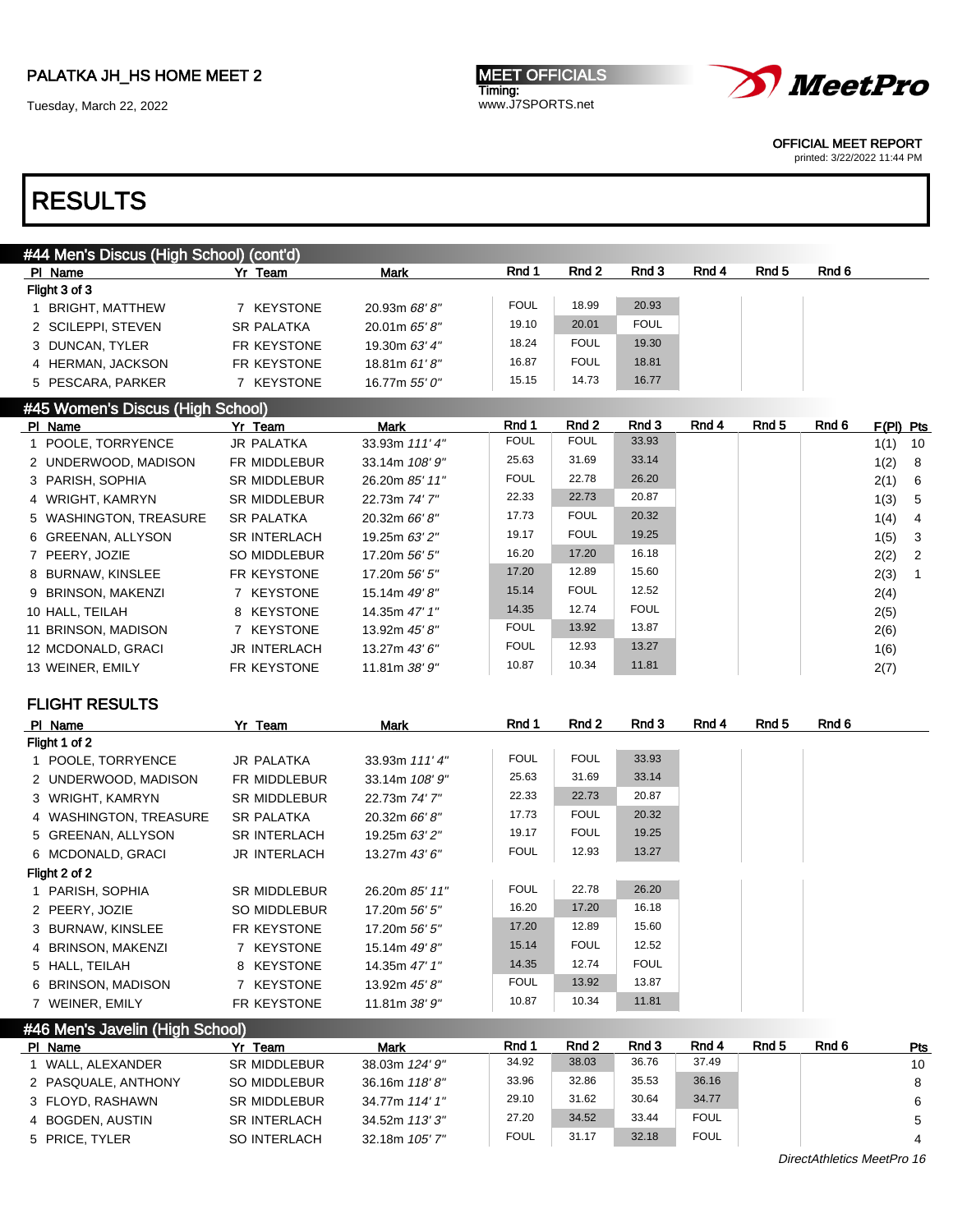PALATKA JH_HS HOME MEET 2

Tuesday, March 22, 2022

MEET OFFICIALS
Timing:
www.J7SPORTS.net

OFFICIAL MEET REPORT
printed: 3/22/2022 11:44 PM

# RESULTS

## #44 Men's Discus (High School) (cont'd)

| Pl | Name | Yr | Team | Mark | Rnd 1 | Rnd 2 | Rnd 3 | Rnd 4 | Rnd 5 | Rnd 6 |
|---|---|---|---|---|---|---|---|---|---|---|
| **Flight 3 of 3** | | | | | | | | | | |
| 1 | BRIGHT, MATTHEW | 7 | KEYSTONE | 20.93m *68' 8"* | FOUL | 18.99 | 20.93 | | | |
| 2 | SCILEPPI, STEVEN | SR | PALATKA | 20.01m *65' 8"* | 19.10 | 20.01 | FOUL | | | |
| 3 | DUNCAN, TYLER | FR | KEYSTONE | 19.30m *63' 4"* | 18.24 | FOUL | 19.30 | | | |
| 4 | HERMAN, JACKSON | FR | KEYSTONE | 18.81m *61' 8"* | 16.87 | FOUL | 18.81 | | | |
| 5 | PESCARA, PARKER | 7 | KEYSTONE | 16.77m *55' 0"* | 15.15 | 14.73 | 16.77 | | | |

## #45 Women's Discus (High School)

| Pl | Name | Yr | Team | Mark | Rnd 1 | Rnd 2 | Rnd 3 | Rnd 4 | Rnd 5 | Rnd 6 | F(Pl) | Pts |
|---|---|---|---|---|---|---|---|---|---|---|---|---|
| 1 | POOLE, TORRYENCE | JR | PALATKA | 33.93m *111' 4"* | FOUL | FOUL | 33.93 | | | | 1(1) | 10 |
| 2 | UNDERWOOD, MADISON | FR | MIDDLEBUR | 33.14m *108' 9"* | 25.63 | 31.69 | 33.14 | | | | 1(2) | 8 |
| 3 | PARISH, SOPHIA | SR | MIDDLEBUR | 26.20m *85' 11"* | FOUL | 22.78 | 26.20 | | | | 2(1) | 6 |
| 4 | WRIGHT, KAMRYN | SR | MIDDLEBUR | 22.73m *74' 7"* | 22.33 | 22.73 | 20.87 | | | | 1(3) | 5 |
| 5 | WASHINGTON, TREASURE | SR | PALATKA | 20.32m *66' 8"* | 17.73 | FOUL | 20.32 | | | | 1(4) | 4 |
| 6 | GREENAN, ALLYSON | SR | INTERLACH | 19.25m *63' 2"* | 19.17 | FOUL | 19.25 | | | | 1(5) | 3 |
| 7 | PEERY, JOZIE | SO | MIDDLEBUR | 17.20m *56' 5"* | 16.20 | 17.20 | 16.18 | | | | 2(2) | 2 |
| 8 | BURNAW, KINSLEE | FR | KEYSTONE | 17.20m *56' 5"* | 17.20 | 12.89 | 15.60 | | | | 2(3) | 1 |
| 9 | BRINSON, MAKENZI | 7 | KEYSTONE | 15.14m *49' 8"* | 15.14 | FOUL | 12.52 | | | | 2(4) | |
| 10 | HALL, TEILAH | 8 | KEYSTONE | 14.35m *47' 1"* | 14.35 | 12.74 | FOUL | | | | 2(5) | |
| 11 | BRINSON, MADISON | 7 | KEYSTONE | 13.92m *45' 8"* | FOUL | 13.92 | 13.87 | | | | 2(6) | |
| 12 | MCDONALD, GRACI | JR | INTERLACH | 13.27m *43' 6"* | FOUL | 12.93 | 13.27 | | | | 1(6) | |
| 13 | WEINER, EMILY | FR | KEYSTONE | 11.81m *38' 9"* | 10.87 | 10.34 | 11.81 | | | | 2(7) | |

### FLIGHT RESULTS

| Pl | Name | Yr | Team | Mark | Rnd 1 | Rnd 2 | Rnd 3 | Rnd 4 | Rnd 5 | Rnd 6 |
|---|---|---|---|---|---|---|---|---|---|---|
| **Flight 1 of 2** | | | | | | | | | | |
| 1 | POOLE, TORRYENCE | JR | PALATKA | 33.93m *111' 4"* | FOUL | FOUL | 33.93 | | | |
| 2 | UNDERWOOD, MADISON | FR | MIDDLEBUR | 33.14m *108' 9"* | 25.63 | 31.69 | 33.14 | | | |
| 3 | WRIGHT, KAMRYN | SR | MIDDLEBUR | 22.73m *74' 7"* | 22.33 | 22.73 | 20.87 | | | |
| 4 | WASHINGTON, TREASURE | SR | PALATKA | 20.32m *66' 8"* | 17.73 | FOUL | 20.32 | | | |
| 5 | GREENAN, ALLYSON | SR | INTERLACH | 19.25m *63' 2"* | 19.17 | FOUL | 19.25 | | | |
| 6 | MCDONALD, GRACI | JR | INTERLACH | 13.27m *43' 6"* | FOUL | 12.93 | 13.27 | | | |
| **Flight 2 of 2** | | | | | | | | | | |
| 1 | PARISH, SOPHIA | SR | MIDDLEBUR | 26.20m *85' 11"* | FOUL | 22.78 | 26.20 | | | |
| 2 | PEERY, JOZIE | SO | MIDDLEBUR | 17.20m *56' 5"* | 16.20 | 17.20 | 16.18 | | | |
| 3 | BURNAW, KINSLEE | FR | KEYSTONE | 17.20m *56' 5"* | 17.20 | 12.89 | 15.60 | | | |
| 4 | BRINSON, MAKENZI | 7 | KEYSTONE | 15.14m *49' 8"* | 15.14 | FOUL | 12.52 | | | |
| 5 | HALL, TEILAH | 8 | KEYSTONE | 14.35m *47' 1"* | 14.35 | 12.74 | FOUL | | | |
| 6 | BRINSON, MADISON | 7 | KEYSTONE | 13.92m *45' 8"* | FOUL | 13.92 | 13.87 | | | |
| 7 | WEINER, EMILY | FR | KEYSTONE | 11.81m *38' 9"* | 10.87 | 10.34 | 11.81 | | | |

## #46 Men's Javelin (High School)

| Pl | Name | Yr | Team | Mark | Rnd 1 | Rnd 2 | Rnd 3 | Rnd 4 | Rnd 5 | Rnd 6 | Pts |
|---|---|---|---|---|---|---|---|---|---|---|---|
| 1 | WALL, ALEXANDER | SR | MIDDLEBUR | 38.03m *124' 9"* | 34.92 | 38.03 | 36.76 | 37.49 | | | 10 |
| 2 | PASQUALE, ANTHONY | SO | MIDDLEBUR | 36.16m *118' 8"* | 33.96 | 32.86 | 35.53 | 36.16 | | | 8 |
| 3 | FLOYD, RASHAWN | SR | MIDDLEBUR | 34.77m *114' 1"* | 29.10 | 31.62 | 30.64 | 34.77 | | | 6 |
| 4 | BOGDEN, AUSTIN | SR | INTERLACH | 34.52m *113' 3"* | 27.20 | 34.52 | 33.44 | FOUL | | | 5 |
| 5 | PRICE, TYLER | SO | INTERLACH | 32.18m *105' 7"* | FOUL | 31.17 | 32.18 | FOUL | | | 4 |

*DirectAthletics MeetPro 16*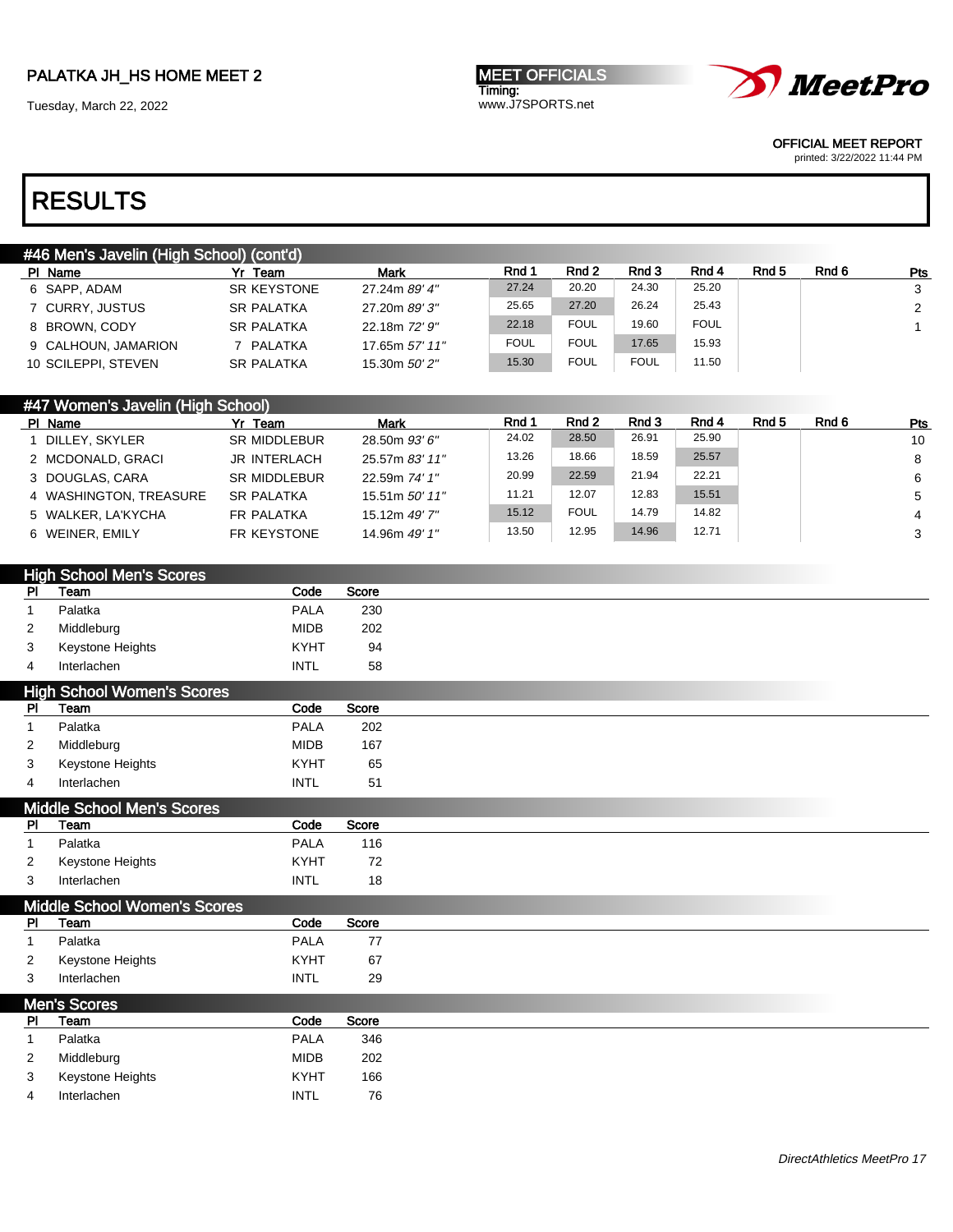# RESULTS

## #46 Men's Javelin (High School) (cont'd)

| Pl | Name | Yr | Team | Mark | Rnd 1 | Rnd 2 | Rnd 3 | Rnd 4 | Rnd 5 | Rnd 6 | Pts |
|---|---|---|---|---|---|---|---|---|---|---|---|
| 6 | SAPP, ADAM | SR | KEYSTONE | 27.24m *89' 4"* | 27.24 | 20.20 | 24.30 | 25.20 | | | 3 |
| 7 | CURRY, JUSTUS | SR | PALATKA | 27.20m *89' 3"* | 25.65 | 27.20 | 26.24 | 25.43 | | | 2 |
| 8 | BROWN, CODY | SR | PALATKA | 22.18m *72' 9"* | 22.18 | FOUL | 19.60 | FOUL | | | 1 |
| 9 | CALHOUN, JAMARION | 7 | PALATKA | 17.65m *57' 11"* | FOUL | FOUL | 17.65 | 15.93 | | | |
| 10 | SCILEPPI, STEVEN | SR | PALATKA | 15.30m *50' 2"* | 15.30 | FOUL | FOUL | 11.50 | | | |

## #47 Women's Javelin (High School)

| Pl | Name | Yr | Team | Mark | Rnd 1 | Rnd 2 | Rnd 3 | Rnd 4 | Rnd 5 | Rnd 6 | Pts |
|---|---|---|---|---|---|---|---|---|---|---|---|
| 1 | DILLEY, SKYLER | SR | MIDDLEBUR | 28.50m *93' 6"* | 24.02 | 28.50 | 26.91 | 25.90 | | | 10 |
| 2 | MCDONALD, GRACI | JR | INTERLACH | 25.57m *83' 11"* | 13.26 | 18.66 | 18.59 | 25.57 | | | 8 |
| 3 | DOUGLAS, CARA | SR | MIDDLEBUR | 22.59m *74' 1"* | 20.99 | 22.59 | 21.94 | 22.21 | | | 6 |
| 4 | WASHINGTON, TREASURE | SR | PALATKA | 15.51m *50' 11"* | 11.21 | 12.07 | 12.83 | 15.51 | | | 5 |
| 5 | WALKER, LA'KYCHA | FR | PALATKA | 15.12m *49' 7"* | 15.12 | FOUL | 14.79 | 14.82 | | | 4 |
| 6 | WEINER, EMILY | FR | KEYSTONE | 14.96m *49' 1"* | 13.50 | 12.95 | 14.96 | 12.71 | | | 3 |

## High School Men's Scores

| Pl | Team | Code | Score |
|---|---|---|---|
| 1 | Palatka | PALA | 230 |
| 2 | Middleburg | MIDB | 202 |
| 3 | Keystone Heights | KYHT | 94 |
| 4 | Interlachen | INTL | 58 |

## High School Women's Scores

| Pl | Team | Code | Score |
|---|---|---|---|
| 1 | Palatka | PALA | 202 |
| 2 | Middleburg | MIDB | 167 |
| 3 | Keystone Heights | KYHT | 65 |
| 4 | Interlachen | INTL | 51 |

## Middle School Men's Scores

| Pl | Team | Code | Score |
|---|---|---|---|
| 1 | Palatka | PALA | 116 |
| 2 | Keystone Heights | KYHT | 72 |
| 3 | Interlachen | INTL | 18 |

## Middle School Women's Scores

| Pl | Team | Code | Score |
|---|---|---|---|
| 1 | Palatka | PALA | 77 |
| 2 | Keystone Heights | KYHT | 67 |
| 3 | Interlachen | INTL | 29 |

## Men's Scores

| Pl | Team | Code | Score |
|---|---|---|---|
| 1 | Palatka | PALA | 346 |
| 2 | Middleburg | MIDB | 202 |
| 3 | Keystone Heights | KYHT | 166 |
| 4 | Interlachen | INTL | 76 |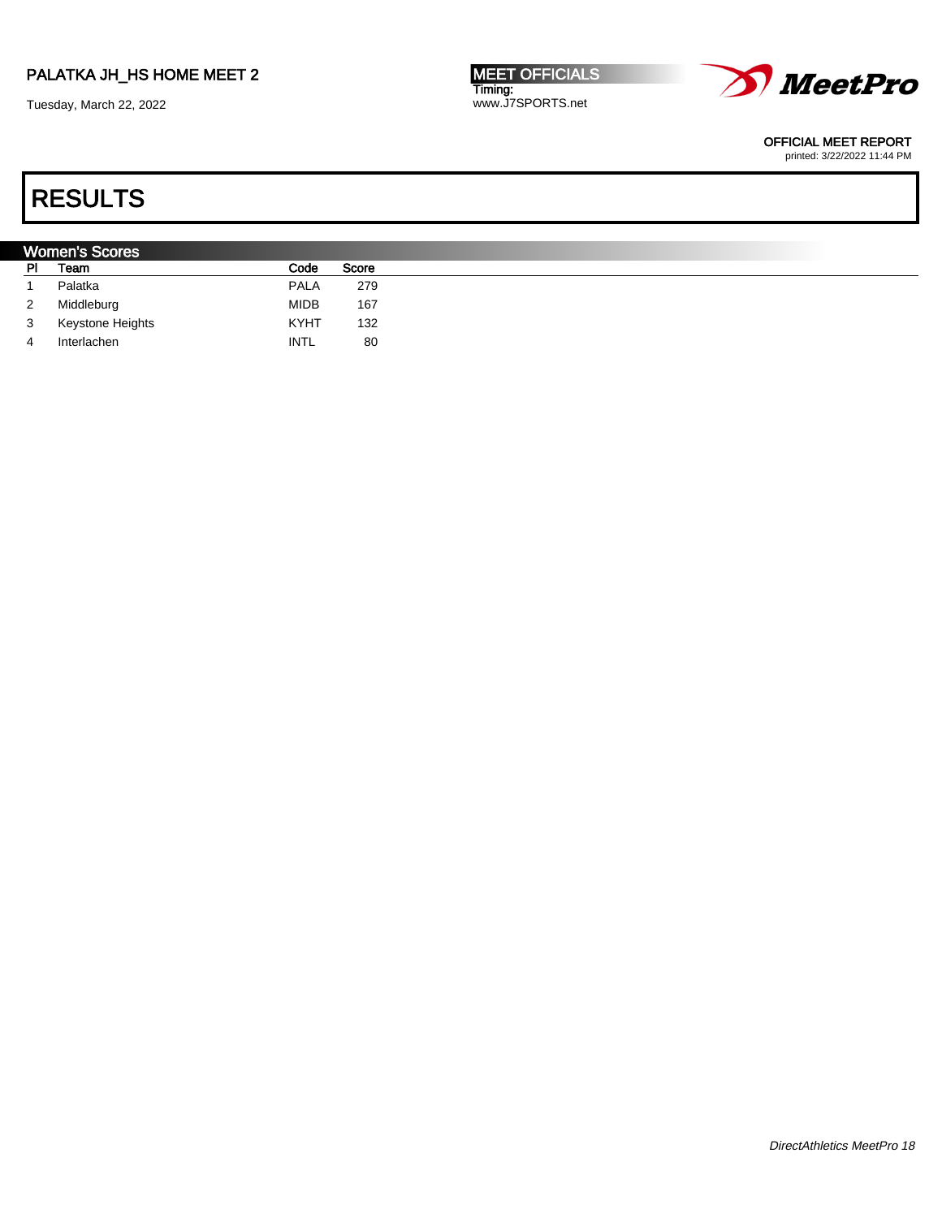# RESULTS

## Women's Scores

| Pl | Team | Code | Score |
|---|---|---|---|
| 1 | Palatka | PALA | 279 |
| 2 | Middleburg | MIDB | 167 |
| 3 | Keystone Heights | KYHT | 132 |
| 4 | Interlachen | INTL | 80 |